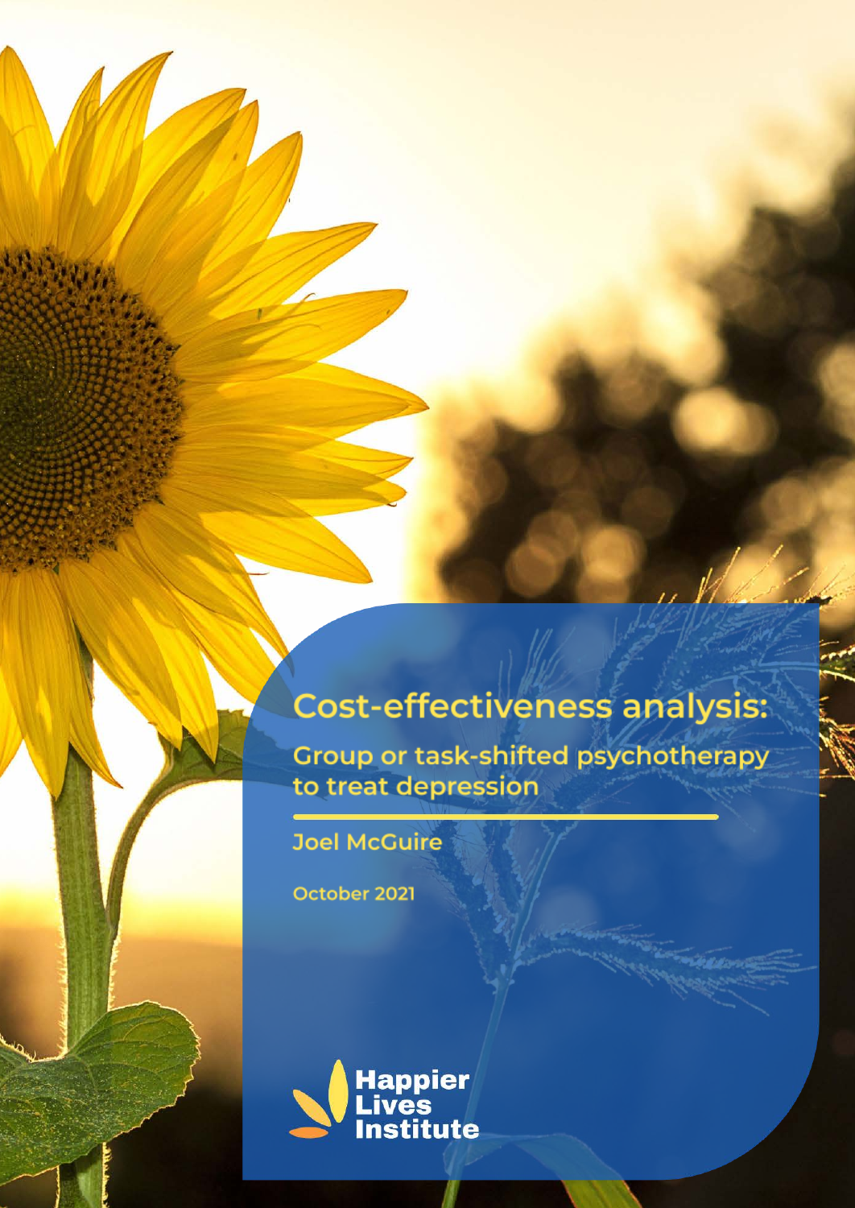# Cost-effectiveness analysis:

## Group or task-shifted psychotherapy to treat depression

Joel McGuire

October 2021

Happier Lives Institute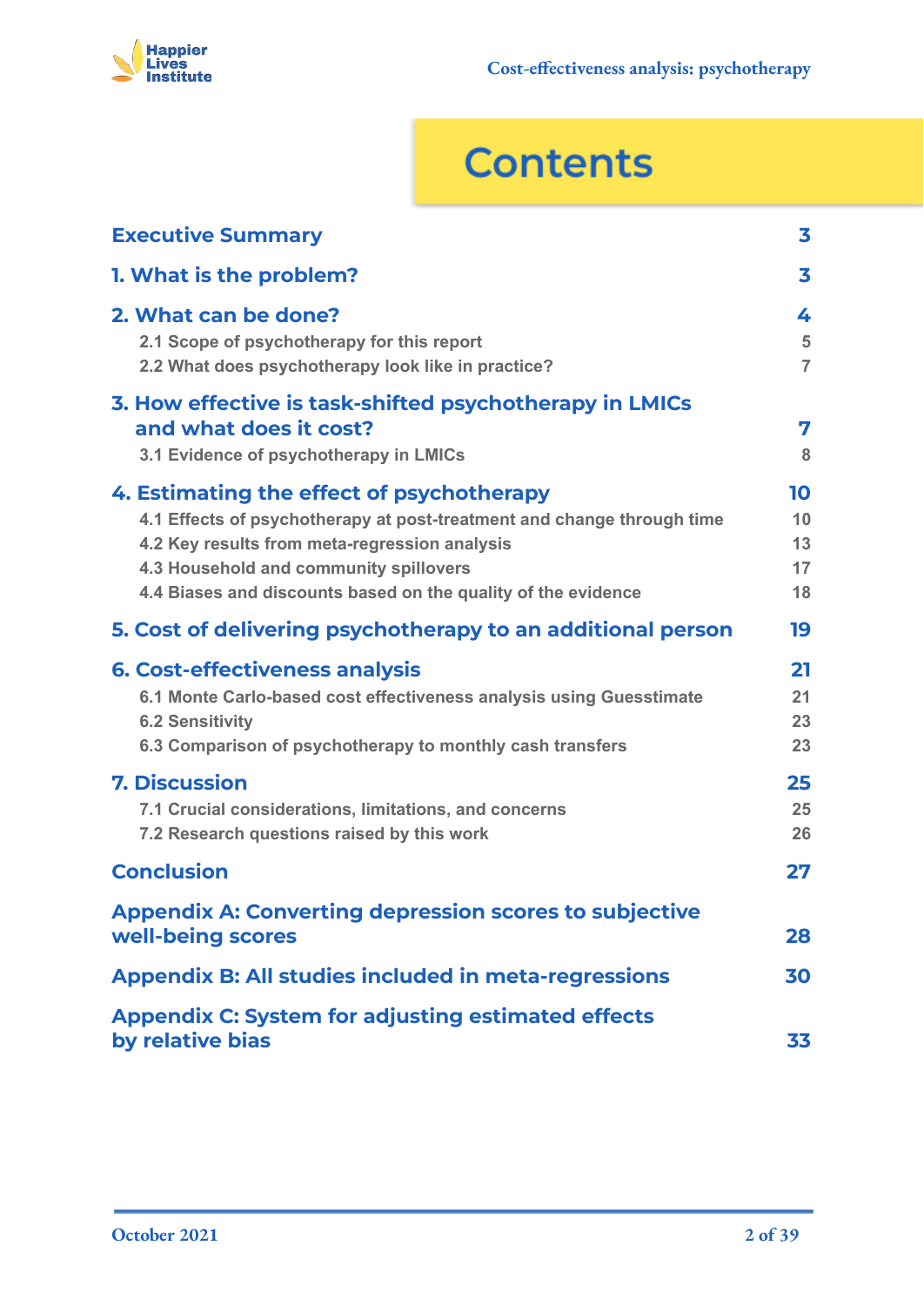# Contents

| | |
|---|---|
| **Executive Summary** | **3** |
| **1. What is the problem?** | **3** |
| **2. What can be done?** | **4** |
| 2.1 Scope of psychotherapy for this report | 5 |
| 2.2 What does psychotherapy look like in practice? | 7 |
| **3. How effective is task-shifted psychotherapy in LMICs and what does it cost?** | **7** |
| 3.1 Evidence of psychotherapy in LMICs | 8 |
| **4. Estimating the effect of psychotherapy** | **10** |
| 4.1 Effects of psychotherapy at post-treatment and change through time | 10 |
| 4.2 Key results from meta-regression analysis | 13 |
| 4.3 Household and community spillovers | 17 |
| 4.4 Biases and discounts based on the quality of the evidence | 18 |
| **5. Cost of delivering psychotherapy to an additional person** | **19** |
| **6. Cost-effectiveness analysis** | **21** |
| 6.1 Monte Carlo-based cost effectiveness analysis using Guesstimate | 21 |
| 6.2 Sensitivity | 23 |
| 6.3 Comparison of psychotherapy to monthly cash transfers | 23 |
| **7. Discussion** | **25** |
| 7.1 Crucial considerations, limitations, and concerns | 25 |
| 7.2 Research questions raised by this work | 26 |
| **Conclusion** | **27** |
| **Appendix A: Converting depression scores to subjective well-being scores** | **28** |
| **Appendix B: All studies included in meta-regressions** | **30** |
| **Appendix C: System for adjusting estimated effects by relative bias** | **33** |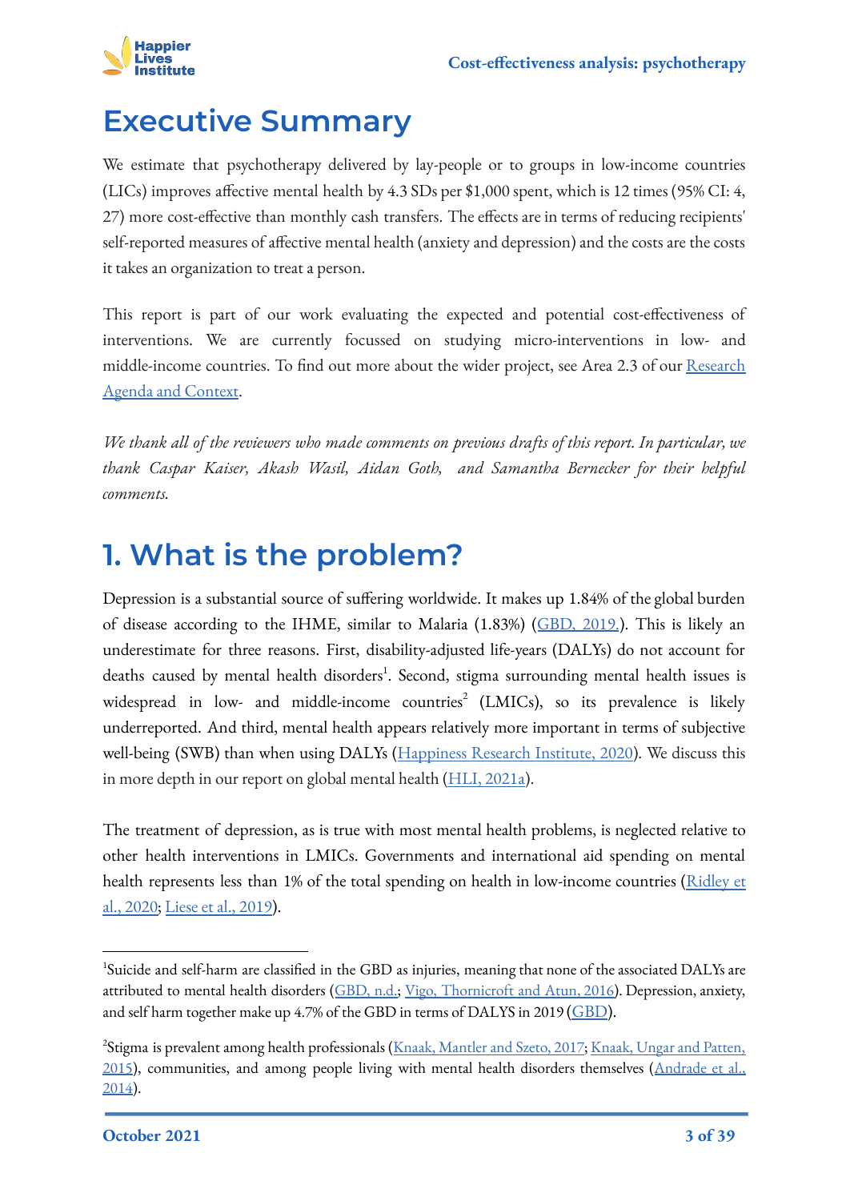# Executive Summary

We estimate that psychotherapy delivered by lay-people or to groups in low-income countries (LICs) improves affective mental health by 4.3 SDs per $1,000 spent, which is 12 times (95% CI: 4, 27) more cost-effective than monthly cash transfers. The effects are in terms of reducing recipients' self-reported measures of affective mental health (anxiety and depression) and the costs are the costs it takes an organization to treat a person.

This report is part of our work evaluating the expected and potential cost-effectiveness of interventions. We are currently focussed on studying micro-interventions in low- and middle-income countries. To find out more about the wider project, see Area 2.3 of our Research Agenda and Context.

*We thank all of the reviewers who made comments on previous drafts of this report. In particular, we thank Caspar Kaiser, Akash Wasil, Aidan Goth, and Samantha Bernecker for their helpful comments.*

# 1. What is the problem?

Depression is a substantial source of suffering worldwide. It makes up 1.84% of the global burden of disease according to the IHME, similar to Malaria (1.83%) (GBD, 2019). This is likely an underestimate for three reasons. First, disability-adjusted life-years (DALYs) do not account for deaths caused by mental health disorders[1]. Second, stigma surrounding mental health issues is widespread in low- and middle-income countries[2] (LMICs), so its prevalence is likely underreported. And third, mental health appears relatively more important in terms of subjective well-being (SWB) than when using DALYs (Happiness Research Institute, 2020). We discuss this in more depth in our report on global mental health (HLI, 2021a).

The treatment of depression, as is true with most mental health problems, is neglected relative to other health interventions in LMICs. Governments and international aid spending on mental health represents less than 1% of the total spending on health in low-income countries (Ridley et al., 2020; Liese et al., 2019).

---

[1]Suicide and self-harm are classified in the GBD as injuries, meaning that none of the associated DALYs are attributed to mental health disorders (GBD, n.d.; Vigo, Thornicroft and Atun, 2016). Depression, anxiety, and self harm together make up 4.7% of the GBD in terms of DALYS in 2019 (GBD).

[2]Stigma is prevalent among health professionals (Knaak, Mantler and Szeto, 2017; Knaak, Ungar and Patten, 2015), communities, and among people living with mental health disorders themselves (Andrade et al., 2014).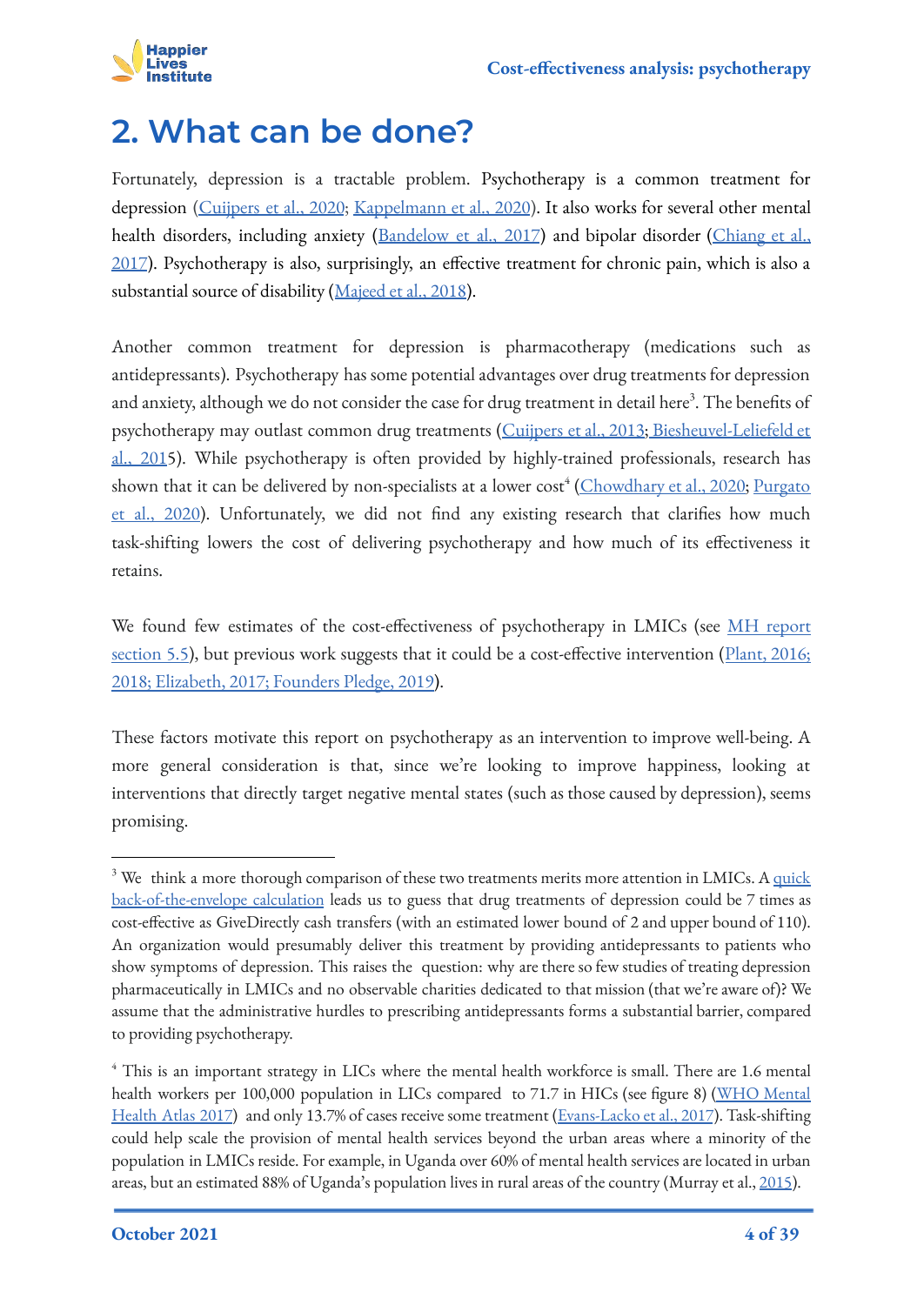# 2. What can be done?

Fortunately, depression is a tractable problem. Psychotherapy is a common treatment for depression (Cuijpers et al., 2020; Kappelmann et al., 2020). It also works for several other mental health disorders, including anxiety (Bandelow et al., 2017) and bipolar disorder (Chiang et al., 2017). Psychotherapy is also, surprisingly, an effective treatment for chronic pain, which is also a substantial source of disability (Majeed et al., 2018).

Another common treatment for depression is pharmacotherapy (medications such as antidepressants). Psychotherapy has some potential advantages over drug treatments for depression and anxiety, although we do not consider the case for drug treatment in detail here[3]. The benefits of psychotherapy may outlast common drug treatments (Cuijpers et al., 2013; Biesheuvel-Leliefeld et al., 2015). While psychotherapy is often provided by highly-trained professionals, research has shown that it can be delivered by non-specialists at a lower cost[4] (Chowdhary et al., 2020; Purgato et al., 2020). Unfortunately, we did not find any existing research that clarifies how much task-shifting lowers the cost of delivering psychotherapy and how much of its effectiveness it retains.

We found few estimates of the cost-effectiveness of psychotherapy in LMICs (see MH report section 5.5), but previous work suggests that it could be a cost-effective intervention (Plant, 2016; 2018; Elizabeth, 2017; Founders Pledge, 2019).

These factors motivate this report on psychotherapy as an intervention to improve well-being. A more general consideration is that, since we're looking to improve happiness, looking at interventions that directly target negative mental states (such as those caused by depression), seems promising.

---

[3] We think a more thorough comparison of these two treatments merits more attention in LMICs. A quick back-of-the-envelope calculation leads us to guess that drug treatments of depression could be 7 times as cost-effective as GiveDirectly cash transfers (with an estimated lower bound of 2 and upper bound of 110). An organization would presumably deliver this treatment by providing antidepressants to patients who show symptoms of depression. This raises the question: why are there so few studies of treating depression pharmaceutically in LMICs and no observable charities dedicated to that mission (that we're aware of)? We assume that the administrative hurdles to prescribing antidepressants forms a substantial barrier, compared to providing psychotherapy.

[4] This is an important strategy in LICs where the mental health workforce is small. There are 1.6 mental health workers per 100,000 population in LICs compared to 71.7 in HICs (see figure 8) (WHO Mental Health Atlas 2017) and only 13.7% of cases receive some treatment (Evans-Lacko et al., 2017). Task-shifting could help scale the provision of mental health services beyond the urban areas where a minority of the population in LMICs reside. For example, in Uganda over 60% of mental health services are located in urban areas, but an estimated 88% of Uganda's population lives in rural areas of the country (Murray et al., 2015).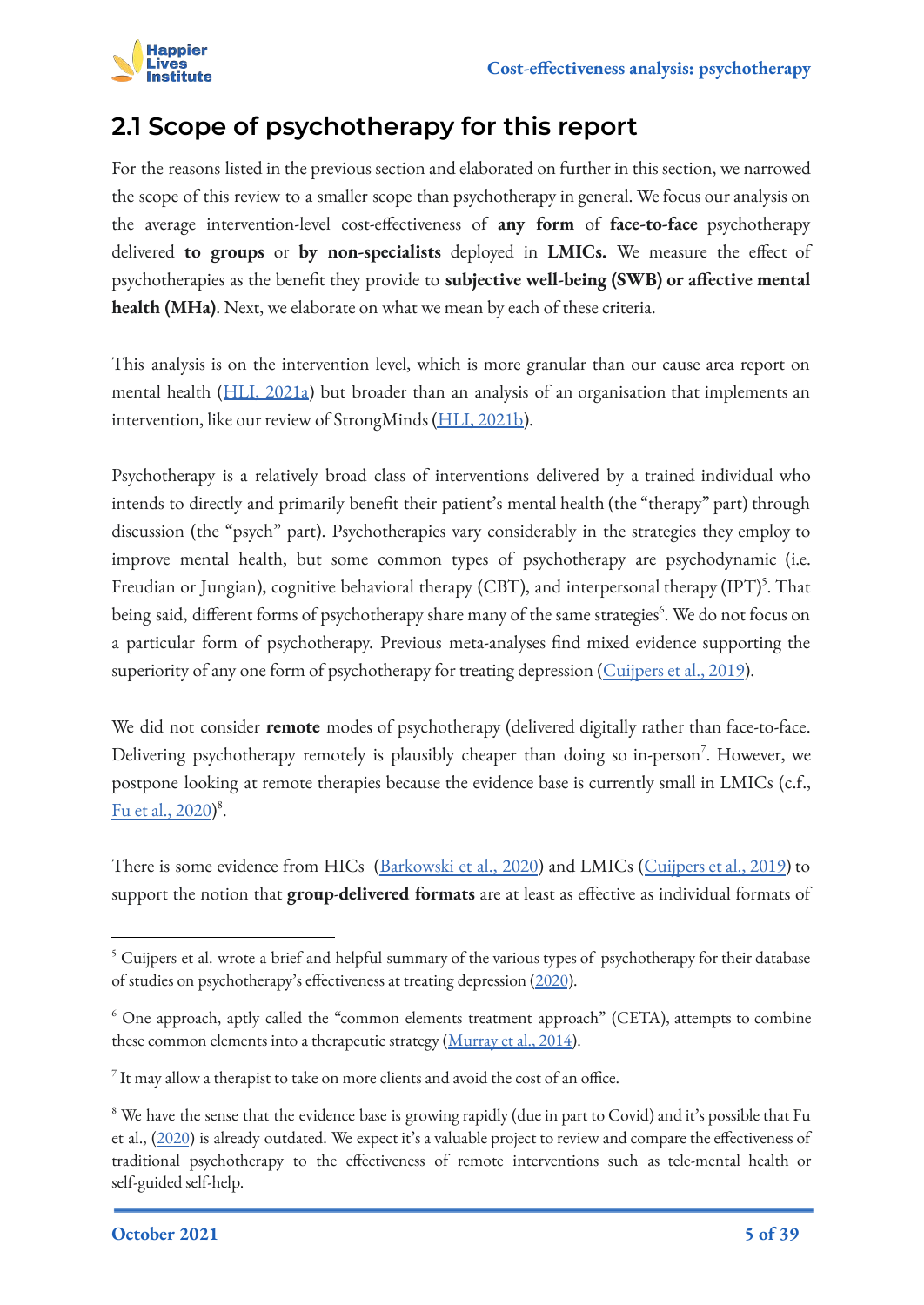## 2.1 Scope of psychotherapy for this report

For the reasons listed in the previous section and elaborated on further in this section, we narrowed the scope of this review to a smaller scope than psychotherapy in general. We focus our analysis on the average intervention-level cost-effectiveness of **any form** of **face-to-face** psychotherapy delivered **to groups** or **by non-specialists** deployed in **LMICs.** We measure the effect of psychotherapies as the benefit they provide to **subjective well-being (SWB) or affective mental health (MHa)**. Next, we elaborate on what we mean by each of these criteria.

This analysis is on the intervention level, which is more granular than our cause area report on mental health (HLI, 2021a) but broader than an analysis of an organisation that implements an intervention, like our review of StrongMinds (HLI, 2021b).

Psychotherapy is a relatively broad class of interventions delivered by a trained individual who intends to directly and primarily benefit their patient's mental health (the "therapy" part) through discussion (the "psych" part). Psychotherapies vary considerably in the strategies they employ to improve mental health, but some common types of psychotherapy are psychodynamic (i.e. Freudian or Jungian), cognitive behavioral therapy (CBT), and interpersonal therapy (IPT)[5]. That being said, different forms of psychotherapy share many of the same strategies[6]. We do not focus on a particular form of psychotherapy. Previous meta-analyses find mixed evidence supporting the superiority of any one form of psychotherapy for treating depression (Cuijpers et al., 2019).

We did not consider **remote** modes of psychotherapy (delivered digitally rather than face-to-face. Delivering psychotherapy remotely is plausibly cheaper than doing so in-person[7]. However, we postpone looking at remote therapies because the evidence base is currently small in LMICs (c.f., Fu et al., 2020)[8].

There is some evidence from HICs (Barkowski et al., 2020) and LMICs (Cuijpers et al., 2019) to support the notion that **group-delivered formats** are at least as effective as individual formats of

---

[5] Cuijpers et al. wrote a brief and helpful summary of the various types of psychotherapy for their database of studies on psychotherapy's effectiveness at treating depression (2020).

[6] One approach, aptly called the "common elements treatment approach" (CETA), attempts to combine these common elements into a therapeutic strategy (Murray et al., 2014).

[7] It may allow a therapist to take on more clients and avoid the cost of an office.

[8] We have the sense that the evidence base is growing rapidly (due in part to Covid) and it's possible that Fu et al., (2020) is already outdated. We expect it's a valuable project to review and compare the effectiveness of traditional psychotherapy to the effectiveness of remote interventions such as tele-mental health or self-guided self-help.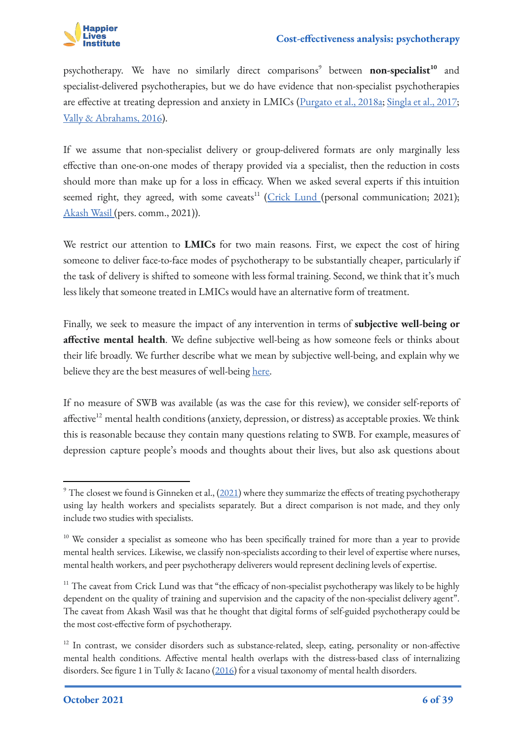psychotherapy. We have no similarly direct comparisons[9] between **non-specialist[10]** and specialist-delivered psychotherapies, but we do have evidence that non-specialist psychotherapies are effective at treating depression and anxiety in LMICs (Purgato et al., 2018a; Singla et al., 2017; Vally & Abrahams, 2016).

If we assume that non-specialist delivery or group-delivered formats are only marginally less effective than one-on-one modes of therapy provided via a specialist, then the reduction in costs should more than make up for a loss in efficacy. When we asked several experts if this intuition seemed right, they agreed, with some caveats[11] (Crick Lund (personal communication; 2021); Akash Wasil (pers. comm., 2021)).

We restrict our attention to **LMICs** for two main reasons. First, we expect the cost of hiring someone to deliver face-to-face modes of psychotherapy to be substantially cheaper, particularly if the task of delivery is shifted to someone with less formal training. Second, we think that it's much less likely that someone treated in LMICs would have an alternative form of treatment.

Finally, we seek to measure the impact of any intervention in terms of **subjective well-being or affective mental health**. We define subjective well-being as how someone feels or thinks about their life broadly. We further describe what we mean by subjective well-being, and explain why we believe they are the best measures of well-being here.

If no measure of SWB was available (as was the case for this review), we consider self-reports of affective[12] mental health conditions (anxiety, depression, or distress) as acceptable proxies. We think this is reasonable because they contain many questions relating to SWB. For example, measures of depression capture people's moods and thoughts about their lives, but also ask questions about

---

[9] The closest we found is Ginneken et al., (2021) where they summarize the effects of treating psychotherapy using lay health workers and specialists separately. But a direct comparison is not made, and they only include two studies with specialists.

[10] We consider a specialist as someone who has been specifically trained for more than a year to provide mental health services. Likewise, we classify non-specialists according to their level of expertise where nurses, mental health workers, and peer psychotherapy deliverers would represent declining levels of expertise.

[11] The caveat from Crick Lund was that "the efficacy of non-specialist psychotherapy was likely to be highly dependent on the quality of training and supervision and the capacity of the non-specialist delivery agent". The caveat from Akash Wasil was that he thought that digital forms of self-guided psychotherapy could be the most cost-effective form of psychotherapy.

[12] In contrast, we consider disorders such as substance-related, sleep, eating, personality or non-affective mental health conditions. Affective mental health overlaps with the distress-based class of internalizing disorders. See figure 1 in Tully & Iacano (2016) for a visual taxonomy of mental health disorders.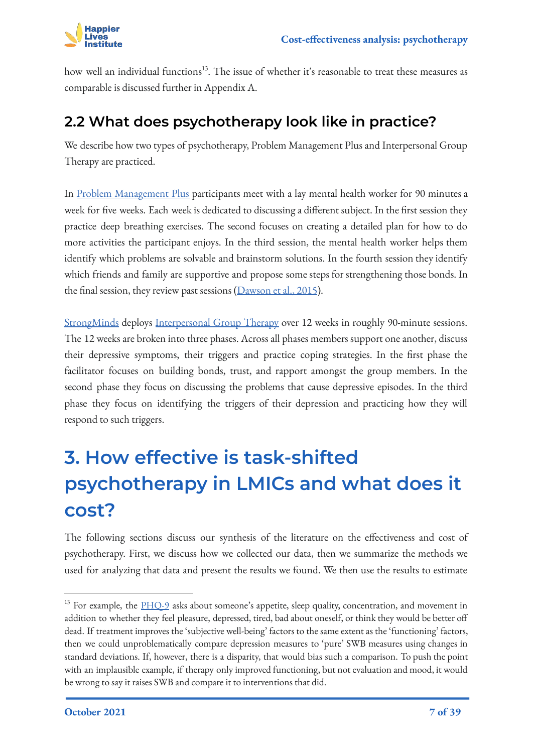how well an individual functions[13]. The issue of whether it's reasonable to treat these measures as comparable is discussed further in Appendix A.

## 2.2 What does psychotherapy look like in practice?

We describe how two types of psychotherapy, Problem Management Plus and Interpersonal Group Therapy are practiced.

In Problem Management Plus participants meet with a lay mental health worker for 90 minutes a week for five weeks. Each week is dedicated to discussing a different subject. In the first session they practice deep breathing exercises. The second focuses on creating a detailed plan for how to do more activities the participant enjoys. In the third session, the mental health worker helps them identify which problems are solvable and brainstorm solutions. In the fourth session they identify which friends and family are supportive and propose some steps for strengthening those bonds. In the final session, they review past sessions (Dawson et al., 2015).

StrongMinds deploys Interpersonal Group Therapy over 12 weeks in roughly 90-minute sessions. The 12 weeks are broken into three phases. Across all phases members support one another, discuss their depressive symptoms, their triggers and practice coping strategies. In the first phase the facilitator focuses on building bonds, trust, and rapport amongst the group members. In the second phase they focus on discussing the problems that cause depressive episodes. In the third phase they focus on identifying the triggers of their depression and practicing how they will respond to such triggers.

# 3. How effective is task-shifted psychotherapy in LMICs and what does it cost?

The following sections discuss our synthesis of the literature on the effectiveness and cost of psychotherapy. First, we discuss how we collected our data, then we summarize the methods we used for analyzing that data and present the results we found. We then use the results to estimate

---

[13] For example, the PHQ-9 asks about someone's appetite, sleep quality, concentration, and movement in addition to whether they feel pleasure, depressed, tired, bad about oneself, or think they would be better off dead. If treatment improves the 'subjective well-being' factors to the same extent as the 'functioning' factors, then we could unproblematically compare depression measures to 'pure' SWB measures using changes in standard deviations. If, however, there is a disparity, that would bias such a comparison. To push the point with an implausible example, if therapy only improved functioning, but not evaluation and mood, it would be wrong to say it raises SWB and compare it to interventions that did.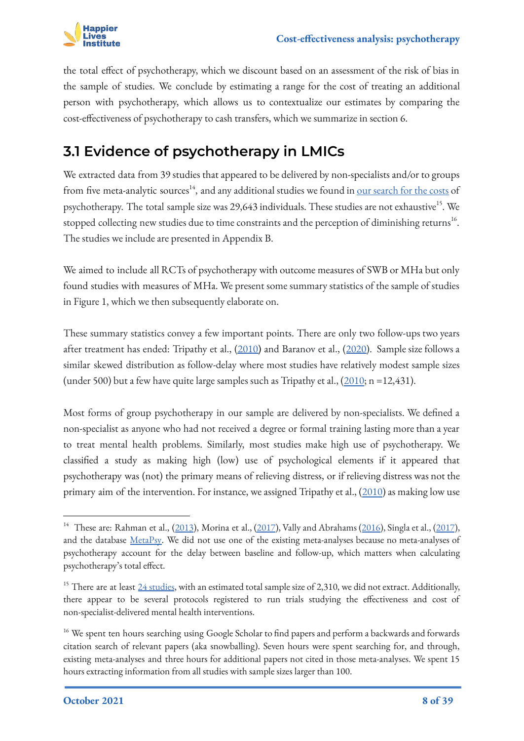the total effect of psychotherapy, which we discount based on an assessment of the risk of bias in the sample of studies. We conclude by estimating a range for the cost of treating an additional person with psychotherapy, which allows us to contextualize our estimates by comparing the cost-effectiveness of psychotherapy to cash transfers, which we summarize in section 6.

## 3.1 Evidence of psychotherapy in LMICs

We extracted data from 39 studies that appeared to be delivered by non-specialists and/or to groups from five meta-analytic sources[14], and any additional studies we found in our search for the costs of psychotherapy. The total sample size was 29,643 individuals. These studies are not exhaustive[15]. We stopped collecting new studies due to time constraints and the perception of diminishing returns[16]. The studies we include are presented in Appendix B.

We aimed to include all RCTs of psychotherapy with outcome measures of SWB or MHa but only found studies with measures of MHa. We present some summary statistics of the sample of studies in Figure 1, which we then subsequently elaborate on.

These summary statistics convey a few important points. There are only two follow-ups two years after treatment has ended: Tripathy et al., (2010) and Baranov et al., (2020). Sample size follows a similar skewed distribution as follow-delay where most studies have relatively modest sample sizes (under 500) but a few have quite large samples such as Tripathy et al., (2010; n =12,431).

Most forms of group psychotherapy in our sample are delivered by non-specialists. We defined a non-specialist as anyone who had not received a degree or formal training lasting more than a year to treat mental health problems. Similarly, most studies make high use of psychotherapy. We classified a study as making high (low) use of psychological elements if it appeared that psychotherapy was (not) the primary means of relieving distress, or if relieving distress was not the primary aim of the intervention. For instance, we assigned Tripathy et al., (2010) as making low use

---

[14] These are: Rahman et al., (2013), Morina et al., (2017), Vally and Abrahams (2016), Singla et al., (2017), and the database MetaPsy. We did not use one of the existing meta-analyses because no meta-analyses of psychotherapy account for the delay between baseline and follow-up, which matters when calculating psychotherapy's total effect.

[15] There are at least 24 studies, with an estimated total sample size of 2,310, we did not extract. Additionally, there appear to be several protocols registered to run trials studying the effectiveness and cost of non-specialist-delivered mental health interventions.

[16] We spent ten hours searching using Google Scholar to find papers and perform a backwards and forwards citation search of relevant papers (aka snowballing). Seven hours were spent searching for, and through, existing meta-analyses and three hours for additional papers not cited in those meta-analyses. We spent 15 hours extracting information from all studies with sample sizes larger than 100.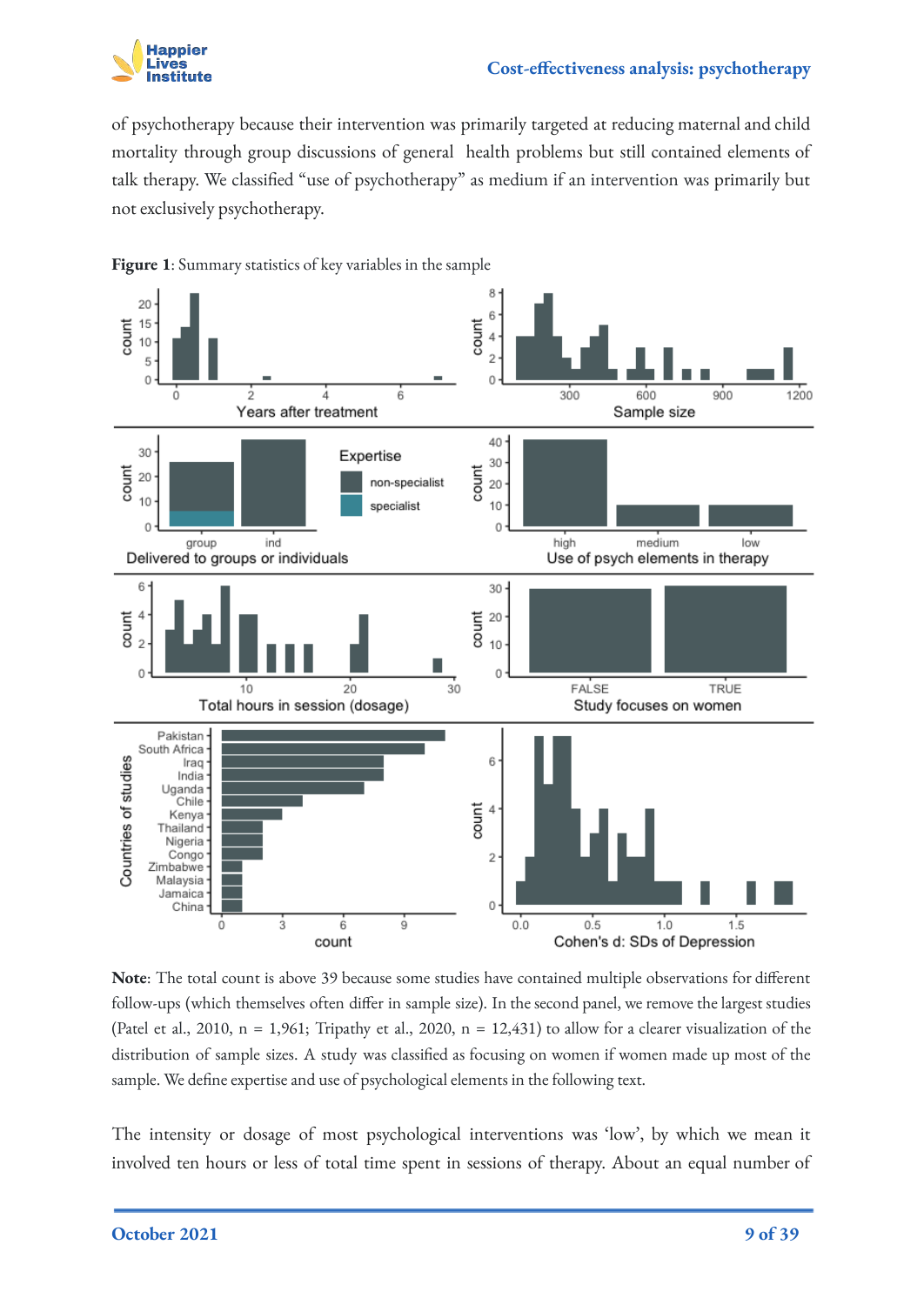of psychotherapy because their intervention was primarily targeted at reducing maternal and child mortality through group discussions of general health problems but still contained elements of talk therapy. We classified "use of psychotherapy" as medium if an intervention was primarily but not exclusively psychotherapy.

**Figure 1**: Summary statistics of key variables in the sample

**Note**: The total count is above 39 because some studies have contained multiple observations for different follow-ups (which themselves often differ in sample size). In the second panel, we remove the largest studies (Patel et al., 2010, n = 1,961; Tripathy et al., 2020, n = 12,431) to allow for a clearer visualization of the distribution of sample sizes. A study was classified as focusing on women if women made up most of the sample. We define expertise and use of psychological elements in the following text.

The intensity or dosage of most psychological interventions was 'low', by which we mean it involved ten hours or less of total time spent in sessions of therapy. About an equal number of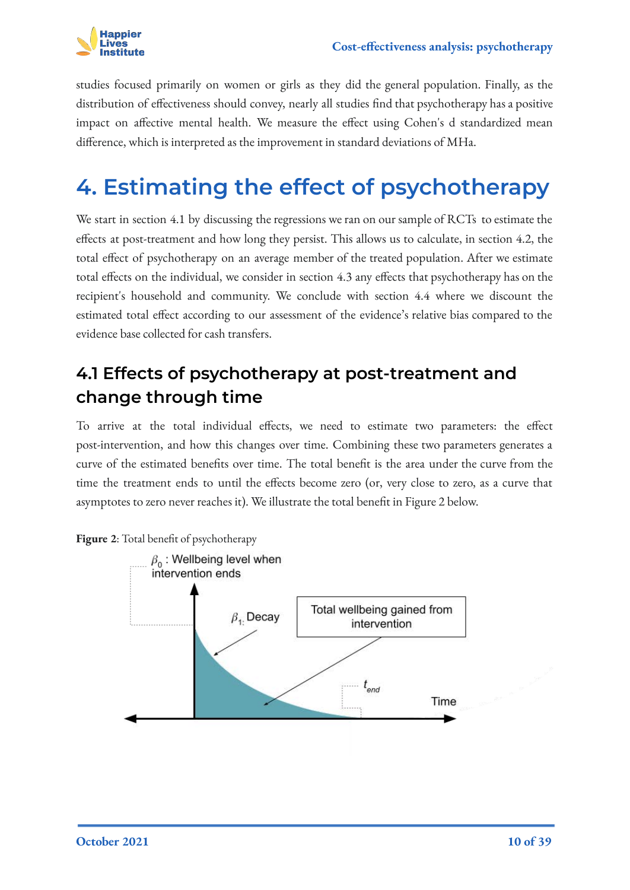studies focused primarily on women or girls as they did the general population. Finally, as the distribution of effectiveness should convey, nearly all studies find that psychotherapy has a positive impact on affective mental health. We measure the effect using Cohen's d standardized mean difference, which is interpreted as the improvement in standard deviations of MHa.

# 4. Estimating the effect of psychotherapy

We start in section 4.1 by discussing the regressions we ran on our sample of RCTs to estimate the effects at post-treatment and how long they persist. This allows us to calculate, in section 4.2, the total effect of psychotherapy on an average member of the treated population. After we estimate total effects on the individual, we consider in section 4.3 any effects that psychotherapy has on the recipient's household and community. We conclude with section 4.4 where we discount the estimated total effect according to our assessment of the evidence's relative bias compared to the evidence base collected for cash transfers.

## 4.1 Effects of psychotherapy at post-treatment and change through time

To arrive at the total individual effects, we need to estimate two parameters: the effect post-intervention, and how this changes over time. Combining these two parameters generates a curve of the estimated benefits over time. The total benefit is the area under the curve from the time the treatment ends to until the effects become zero (or, very close to zero, as a curve that asymptotes to zero never reaches it). We illustrate the total benefit in Figure 2 below.

**Figure 2**: Total benefit of psychotherapy

$\beta_0$ : Wellbeing level when intervention ends

$\beta_1$: Decay

Total wellbeing gained from intervention

$t_{end}$

Time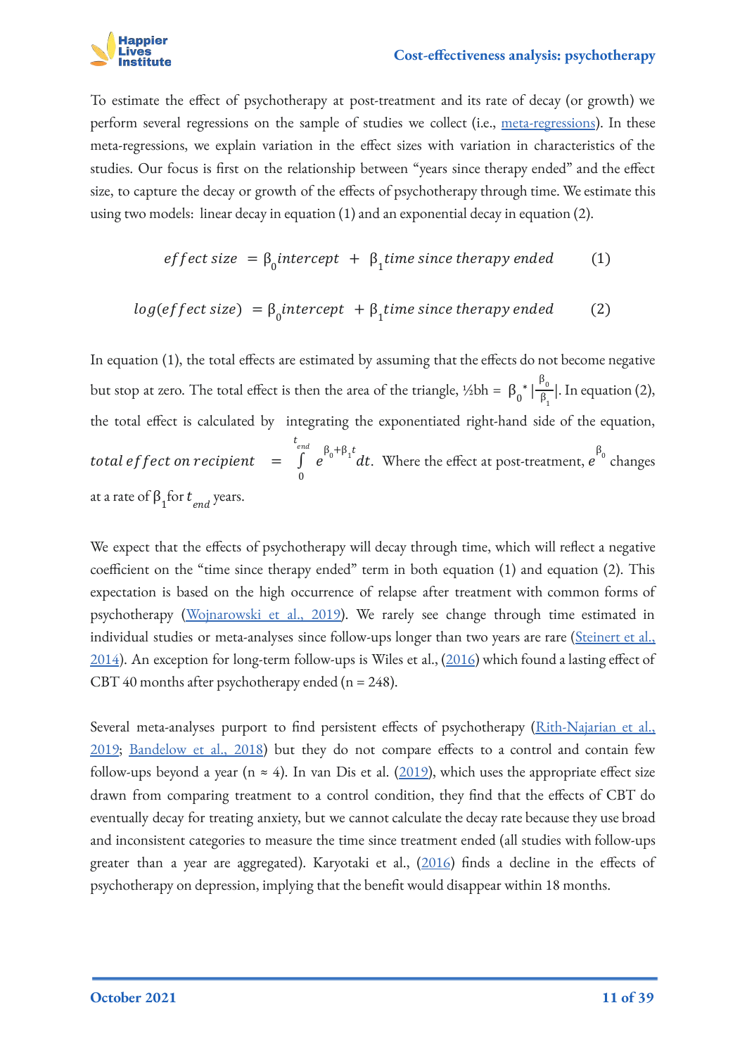To estimate the effect of psychotherapy at post-treatment and its rate of decay (or growth) we perform several regressions on the sample of studies we collect (i.e., meta-regressions). In these meta-regressions, we explain variation in the effect sizes with variation in characteristics of the studies. Our focus is first on the relationship between "years since therapy ended" and the effect size, to capture the decay or growth of the effects of psychotherapy through time. We estimate this using two models: linear decay in equation (1) and an exponential decay in equation (2).

$$effect\ size\ = \beta_0 intercept\ +\ \beta_1 time\ since\ therapy\ ended \qquad (1)$$

$$log(effect\ size)\ = \beta_0 intercept\ +\ \beta_1 time\ since\ therapy\ ended \qquad (2)$$

In equation (1), the total effects are estimated by assuming that the effects do not become negative but stop at zero. The total effect is then the area of the triangle, ½bh = $\beta_0 * |\frac{\beta_0}{\beta_1}|$. In equation (2), the total effect is calculated by integrating the exponentiated right-hand side of the equation, $total\ effect\ on\ recipient\ = \int_0^{t_{end}} e^{\beta_0 + \beta_1 t} dt$. Where the effect at post-treatment, $e^{\beta_0}$ changes at a rate of $\beta_1$ for $t_{end}$ years.

We expect that the effects of psychotherapy will decay through time, which will reflect a negative coefficient on the "time since therapy ended" term in both equation (1) and equation (2). This expectation is based on the high occurrence of relapse after treatment with common forms of psychotherapy (Wojnarowski et al., 2019). We rarely see change through time estimated in individual studies or meta-analyses since follow-ups longer than two years are rare (Steinert et al., 2014). An exception for long-term follow-ups is Wiles et al., (2016) which found a lasting effect of CBT 40 months after psychotherapy ended (n = 248).

Several meta-analyses purport to find persistent effects of psychotherapy (Rith-Najarian et al., 2019; Bandelow et al., 2018) but they do not compare effects to a control and contain few follow-ups beyond a year (n ≈ 4). In van Dis et al. (2019), which uses the appropriate effect size drawn from comparing treatment to a control condition, they find that the effects of CBT do eventually decay for treating anxiety, but we cannot calculate the decay rate because they use broad and inconsistent categories to measure the time since treatment ended (all studies with follow-ups greater than a year are aggregated). Karyotaki et al., (2016) finds a decline in the effects of psychotherapy on depression, implying that the benefit would disappear within 18 months.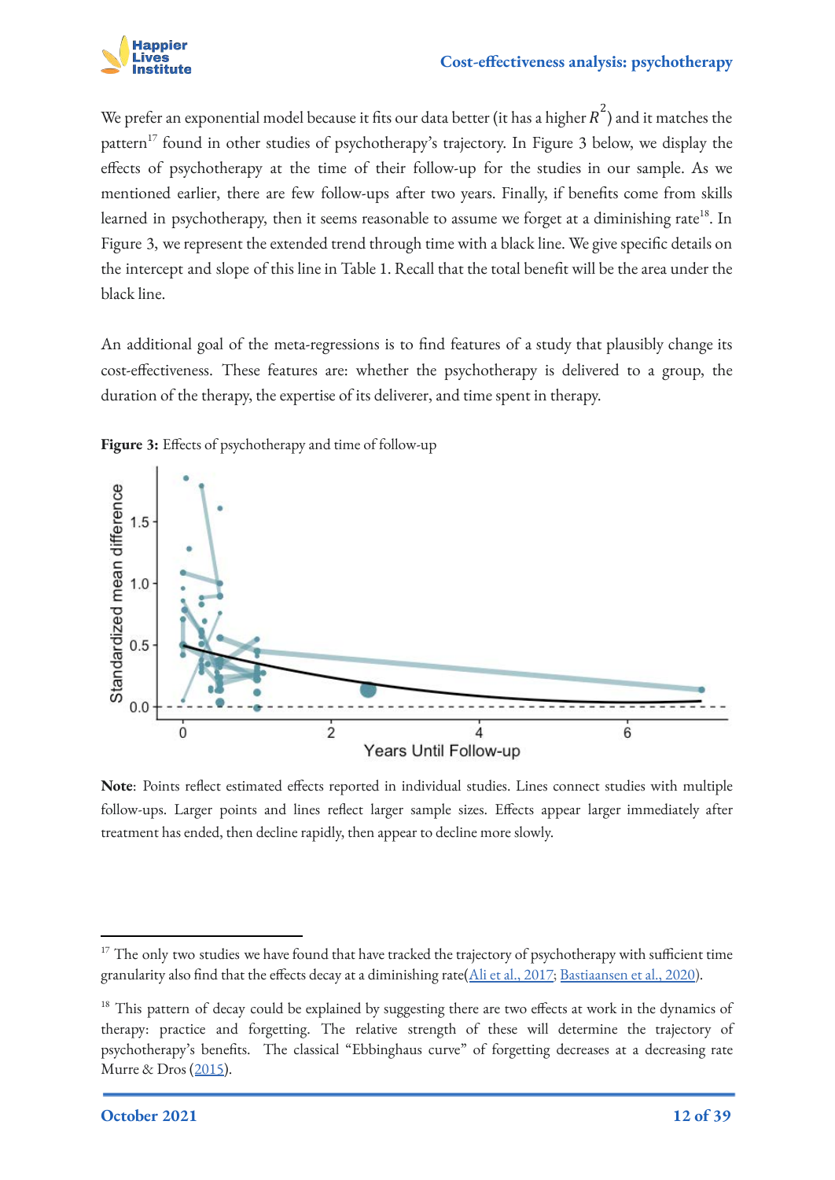We prefer an exponential model because it fits our data better (it has a higher $R^2$) and it matches the pattern[17] found in other studies of psychotherapy's trajectory. In Figure 3 below, we display the effects of psychotherapy at the time of their follow-up for the studies in our sample. As we mentioned earlier, there are few follow-ups after two years. Finally, if benefits come from skills learned in psychotherapy, then it seems reasonable to assume we forget at a diminishing rate[18]. In Figure 3, we represent the extended trend through time with a black line. We give specific details on the intercept and slope of this line in Table 1. Recall that the total benefit will be the area under the black line.

An additional goal of the meta-regressions is to find features of a study that plausibly change its cost-effectiveness. These features are: whether the psychotherapy is delivered to a group, the duration of the therapy, the expertise of its deliverer, and time spent in therapy.

**Figure 3:** Effects of psychotherapy and time of follow-up

**Note**: Points reflect estimated effects reported in individual studies. Lines connect studies with multiple follow-ups. Larger points and lines reflect larger sample sizes. Effects appear larger immediately after treatment has ended, then decline rapidly, then appear to decline more slowly.

---

[17] The only two studies we have found that have tracked the trajectory of psychotherapy with sufficient time granularity also find that the effects decay at a diminishing rate(Ali et al., 2017; Bastiaansen et al., 2020).

[18] This pattern of decay could be explained by suggesting there are two effects at work in the dynamics of therapy: practice and forgetting. The relative strength of these will determine the trajectory of psychotherapy's benefits. The classical "Ebbinghaus curve" of forgetting decreases at a decreasing rate Murre & Dros (2015).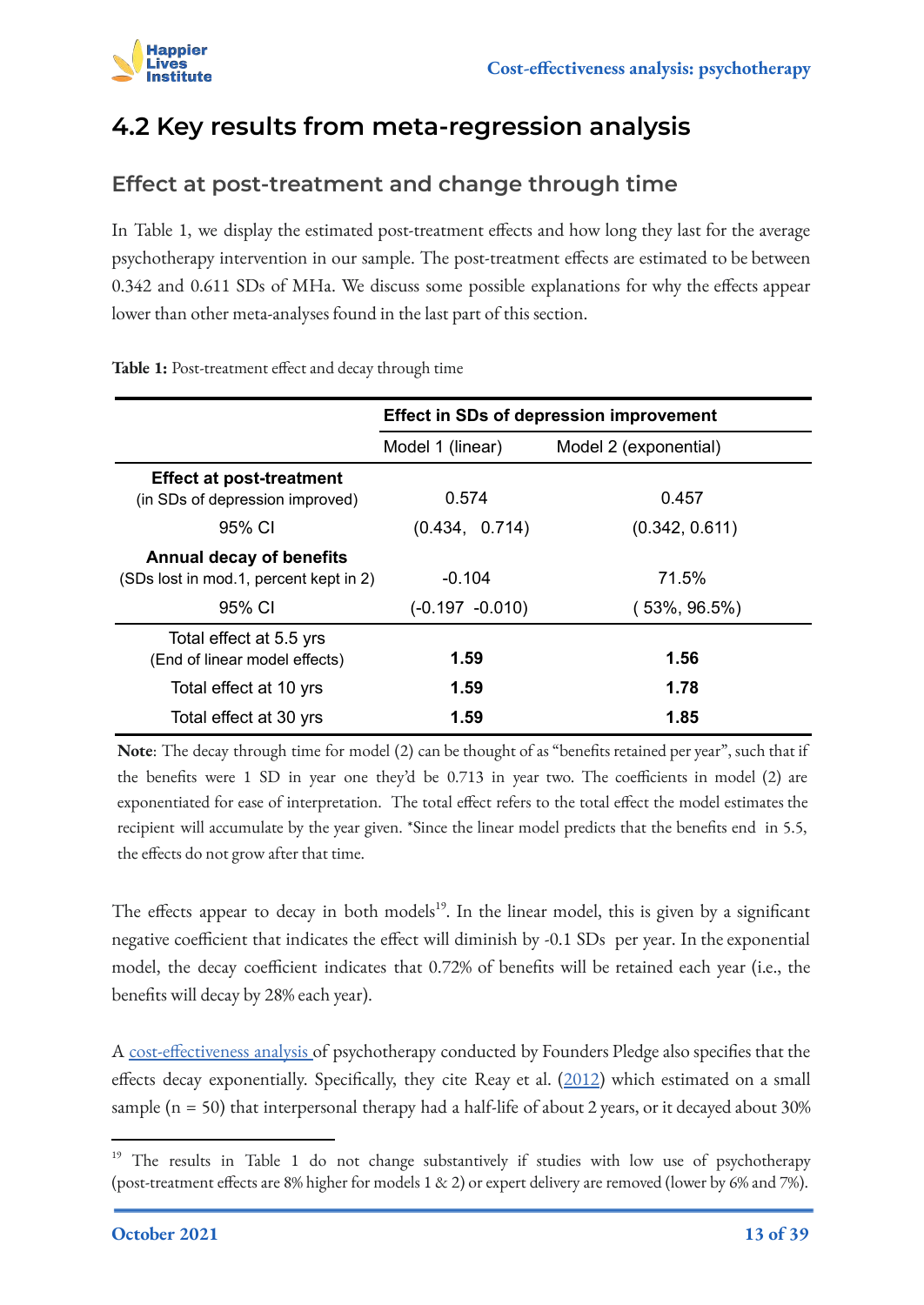## 4.2 Key results from meta-regression analysis

### Effect at post-treatment and change through time

In Table 1, we display the estimated post-treatment effects and how long they last for the average psychotherapy intervention in our sample. The post-treatment effects are estimated to be between 0.342 and 0.611 SDs of MHa. We discuss some possible explanations for why the effects appear lower than other meta-analyses found in the last part of this section.

**Table 1:** Post-treatment effect and decay through time

| | Effect in SDs of depression improvement | |
|---|---|---|
| | Model 1 (linear) | Model 2 (exponential) |
| **Effect at post-treatment** (in SDs of depression improved) | 0.574 | 0.457 |
| 95% CI | (0.434, 0.714) | (0.342, 0.611) |
| **Annual decay of benefits** (SDs lost in mod.1, percent kept in 2) | -0.104 | 71.5% |
| 95% CI | (-0.197 -0.010) | ( 53%, 96.5%) |
| Total effect at 5.5 yrs (End of linear model effects) | **1.59** | **1.56** |
| Total effect at 10 yrs | **1.59** | **1.78** |
| Total effect at 30 yrs | **1.59** | **1.85** |

**Note**: The decay through time for model (2) can be thought of as "benefits retained per year", such that if the benefits were 1 SD in year one they'd be 0.713 in year two. The coefficients in model (2) are exponentiated for ease of interpretation. The total effect refers to the total effect the model estimates the recipient will accumulate by the year given. *Since the linear model predicts that the benefits end in 5.5, the effects do not grow after that time.

The effects appear to decay in both models[19]. In the linear model, this is given by a significant negative coefficient that indicates the effect will diminish by -0.1 SDs per year. In the exponential model, the decay coefficient indicates that 0.72% of benefits will be retained each year (i.e., the benefits will decay by 28% each year).

A cost-effectiveness analysis of psychotherapy conducted by Founders Pledge also specifies that the effects decay exponentially. Specifically, they cite Reay et al. (2012) which estimated on a small sample (n = 50) that interpersonal therapy had a half-life of about 2 years, or it decayed about 30%

[19] The results in Table 1 do not change substantively if studies with low use of psychotherapy (post-treatment effects are 8% higher for models 1 & 2) or expert delivery are removed (lower by 6% and 7%).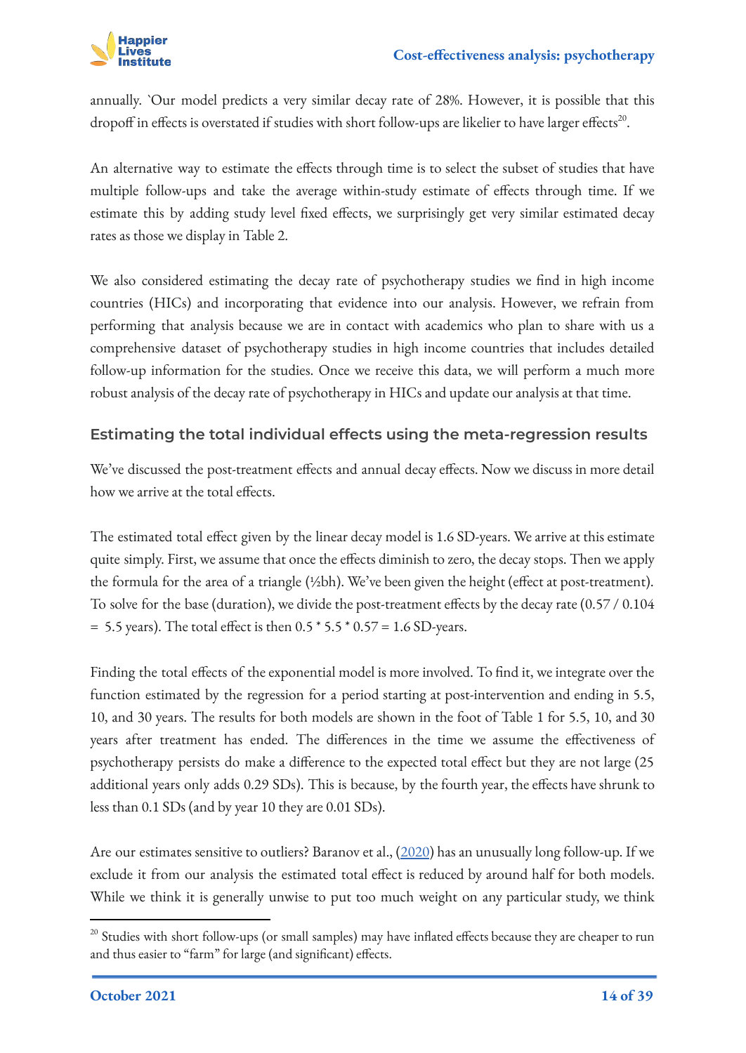annually. `Our model predicts a very similar decay rate of 28%. However, it is possible that this dropoff in effects is overstated if studies with short follow-ups are likelier to have larger effects[20].

An alternative way to estimate the effects through time is to select the subset of studies that have multiple follow-ups and take the average within-study estimate of effects through time. If we estimate this by adding study level fixed effects, we surprisingly get very similar estimated decay rates as those we display in Table 2.

We also considered estimating the decay rate of psychotherapy studies we find in high income countries (HICs) and incorporating that evidence into our analysis. However, we refrain from performing that analysis because we are in contact with academics who plan to share with us a comprehensive dataset of psychotherapy studies in high income countries that includes detailed follow-up information for the studies. Once we receive this data, we will perform a much more robust analysis of the decay rate of psychotherapy in HICs and update our analysis at that time.

### Estimating the total individual effects using the meta-regression results

We've discussed the post-treatment effects and annual decay effects. Now we discuss in more detail how we arrive at the total effects.

The estimated total effect given by the linear decay model is 1.6 SD-years. We arrive at this estimate quite simply. First, we assume that once the effects diminish to zero, the decay stops. Then we apply the formula for the area of a triangle (½bh). We've been given the height (effect at post-treatment). To solve for the base (duration), we divide the post-treatment effects by the decay rate (0.57 / 0.104 = 5.5 years). The total effect is then 0.5 * 5.5 * 0.57 = 1.6 SD-years.

Finding the total effects of the exponential model is more involved. To find it, we integrate over the function estimated by the regression for a period starting at post-intervention and ending in 5.5, 10, and 30 years. The results for both models are shown in the foot of Table 1 for 5.5, 10, and 30 years after treatment has ended. The differences in the time we assume the effectiveness of psychotherapy persists do make a difference to the expected total effect but they are not large (25 additional years only adds 0.29 SDs). This is because, by the fourth year, the effects have shrunk to less than 0.1 SDs (and by year 10 they are 0.01 SDs).

Are our estimates sensitive to outliers? Baranov et al., (2020) has an unusually long follow-up. If we exclude it from our analysis the estimated total effect is reduced by around half for both models. While we think it is generally unwise to put too much weight on any particular study, we think

---

[20] Studies with short follow-ups (or small samples) may have inflated effects because they are cheaper to run and thus easier to "farm" for large (and significant) effects.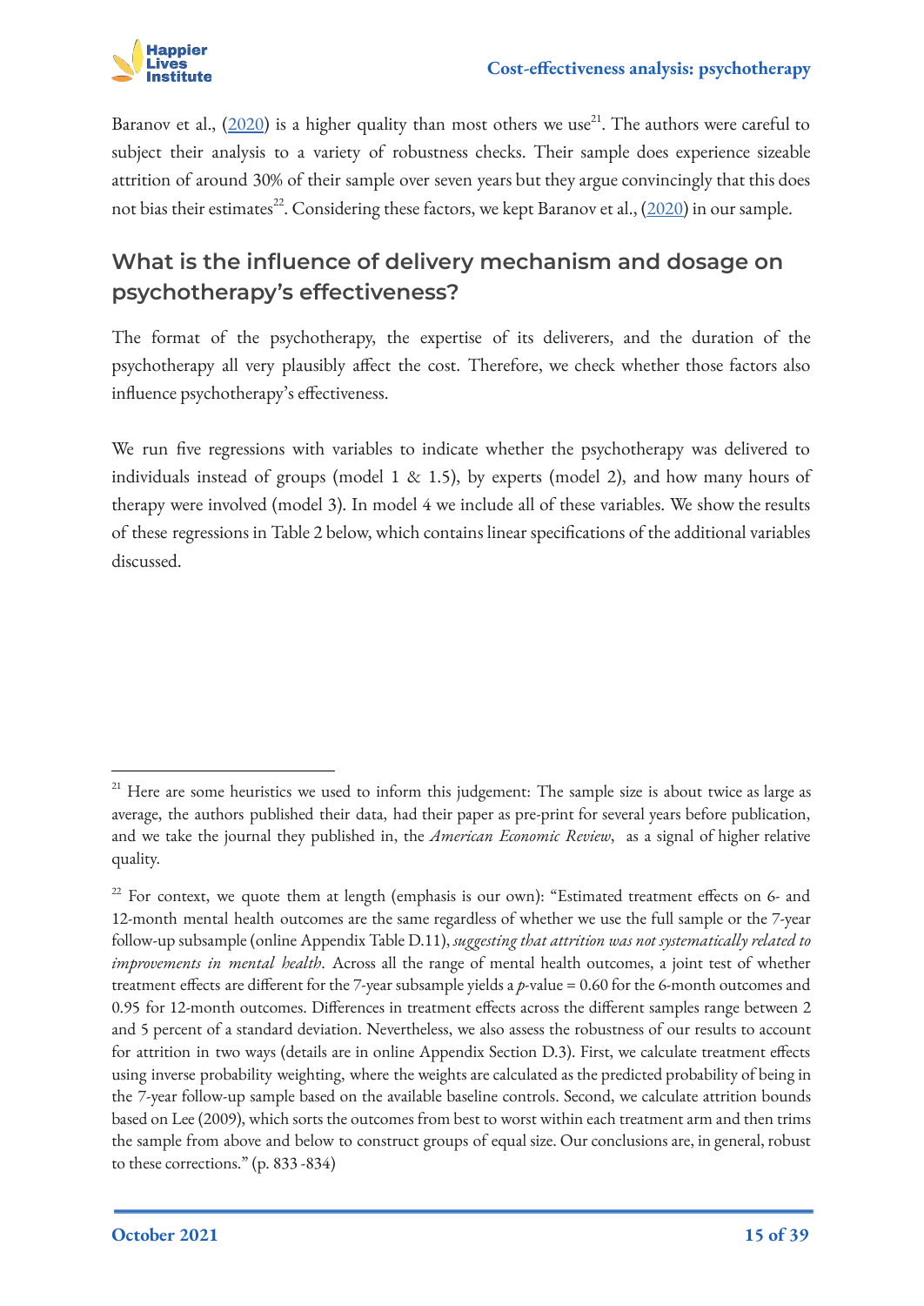Baranov et al., (2020) is a higher quality than most others we use[21]. The authors were careful to subject their analysis to a variety of robustness checks. Their sample does experience sizeable attrition of around 30% of their sample over seven years but they argue convincingly that this does not bias their estimates[22]. Considering these factors, we kept Baranov et al., (2020) in our sample.

## What is the influence of delivery mechanism and dosage on psychotherapy's effectiveness?

The format of the psychotherapy, the expertise of its deliverers, and the duration of the psychotherapy all very plausibly affect the cost. Therefore, we check whether those factors also influence psychotherapy's effectiveness.

We run five regressions with variables to indicate whether the psychotherapy was delivered to individuals instead of groups (model 1 & 1.5), by experts (model 2), and how many hours of therapy were involved (model 3). In model 4 we include all of these variables. We show the results of these regressions in Table 2 below, which contains linear specifications of the additional variables discussed.

---

[21] Here are some heuristics we used to inform this judgement: The sample size is about twice as large as average, the authors published their data, had their paper as pre-print for several years before publication, and we take the journal they published in, the *American Economic Review*, as a signal of higher relative quality.

[22] For context, we quote them at length (emphasis is our own): "Estimated treatment effects on 6- and 12-month mental health outcomes are the same regardless of whether we use the full sample or the 7-year follow-up subsample (online Appendix Table D.11), *suggesting that attrition was not systematically related to improvements in mental health*. Across all the range of mental health outcomes, a joint test of whether treatment effects are different for the 7-year subsample yields a $p$-value = 0.60 for the 6-month outcomes and 0.95 for 12-month outcomes. Differences in treatment effects across the different samples range between 2 and 5 percent of a standard deviation. Nevertheless, we also assess the robustness of our results to account for attrition in two ways (details are in online Appendix Section D.3). First, we calculate treatment effects using inverse probability weighting, where the weights are calculated as the predicted probability of being in the 7-year follow-up sample based on the available baseline controls. Second, we calculate attrition bounds based on Lee (2009), which sorts the outcomes from best to worst within each treatment arm and then trims the sample from above and below to construct groups of equal size. Our conclusions are, in general, robust to these corrections." (p. 833 -834)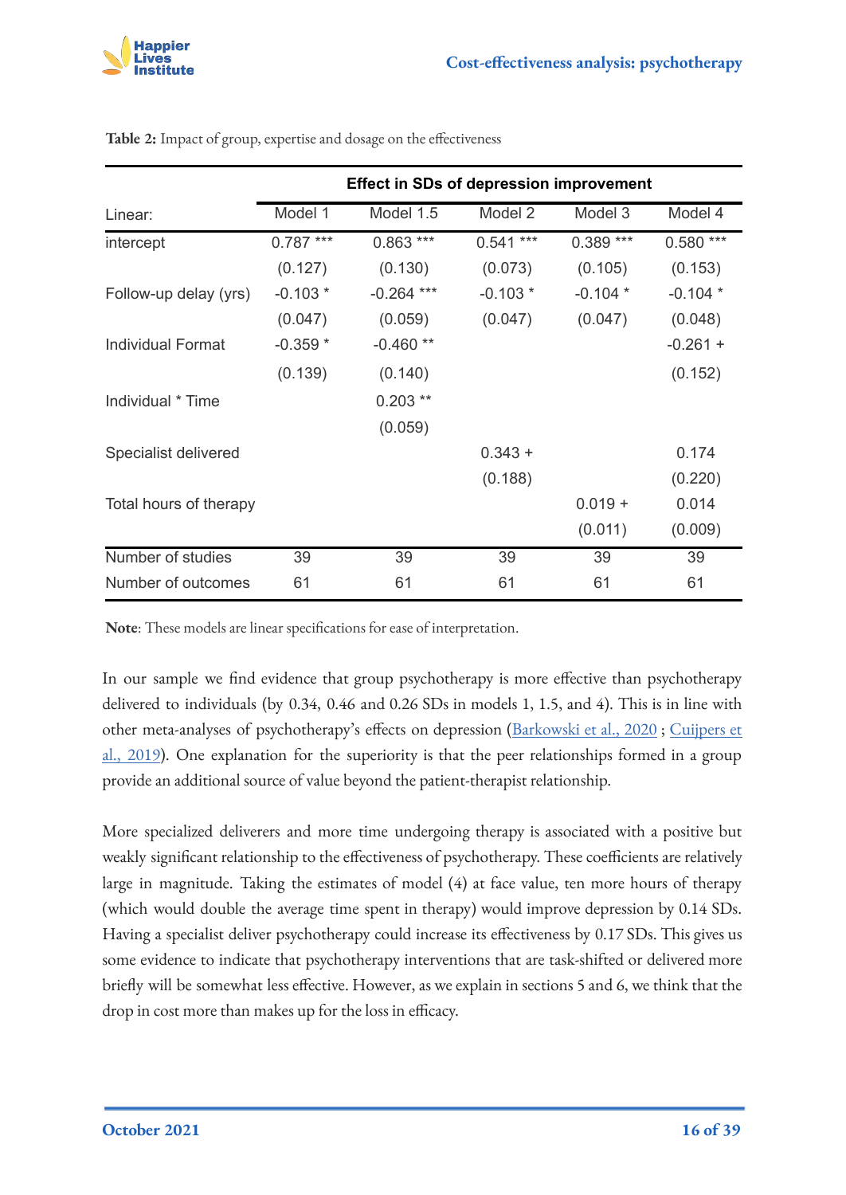**Table 2:** Impact of group, expertise and dosage on the effectiveness

| | Effect in SDs of depression improvement | | | | |
|---|---|---|---|---|---|
| Linear: | Model 1 | Model 1.5 | Model 2 | Model 3 | Model 4 |
| intercept | 0.787 *** | 0.863 *** | 0.541 *** | 0.389 *** | 0.580 *** |
| | (0.127) | (0.130) | (0.073) | (0.105) | (0.153) |
| Follow-up delay (yrs) | -0.103 * | -0.264 *** | -0.103 * | -0.104 * | -0.104 * |
| | (0.047) | (0.059) | (0.047) | (0.047) | (0.048) |
| Individual Format | -0.359 * | -0.460 ** | | | -0.261 + |
| | (0.139) | (0.140) | | | (0.152) |
| Individual * Time | | 0.203 ** | | | |
| | | (0.059) | | | |
| Specialist delivered | | | 0.343 + | | 0.174 |
| | | | (0.188) | | (0.220) |
| Total hours of therapy | | | | 0.019 + | 0.014 |
| | | | | (0.011) | (0.009) |
| Number of studies | 39 | 39 | 39 | 39 | 39 |
| Number of outcomes | 61 | 61 | 61 | 61 | 61 |

**Note**: These models are linear specifications for ease of interpretation.

In our sample we find evidence that group psychotherapy is more effective than psychotherapy delivered to individuals (by 0.34, 0.46 and 0.26 SDs in models 1, 1.5, and 4). This is in line with other meta-analyses of psychotherapy's effects on depression (Barkowski et al., 2020 ; Cuijpers et al., 2019). One explanation for the superiority is that the peer relationships formed in a group provide an additional source of value beyond the patient-therapist relationship.

More specialized deliverers and more time undergoing therapy is associated with a positive but weakly significant relationship to the effectiveness of psychotherapy. These coefficients are relatively large in magnitude. Taking the estimates of model (4) at face value, ten more hours of therapy (which would double the average time spent in therapy) would improve depression by 0.14 SDs. Having a specialist deliver psychotherapy could increase its effectiveness by 0.17 SDs. This gives us some evidence to indicate that psychotherapy interventions that are task-shifted or delivered more briefly will be somewhat less effective. However, as we explain in sections 5 and 6, we think that the drop in cost more than makes up for the loss in efficacy.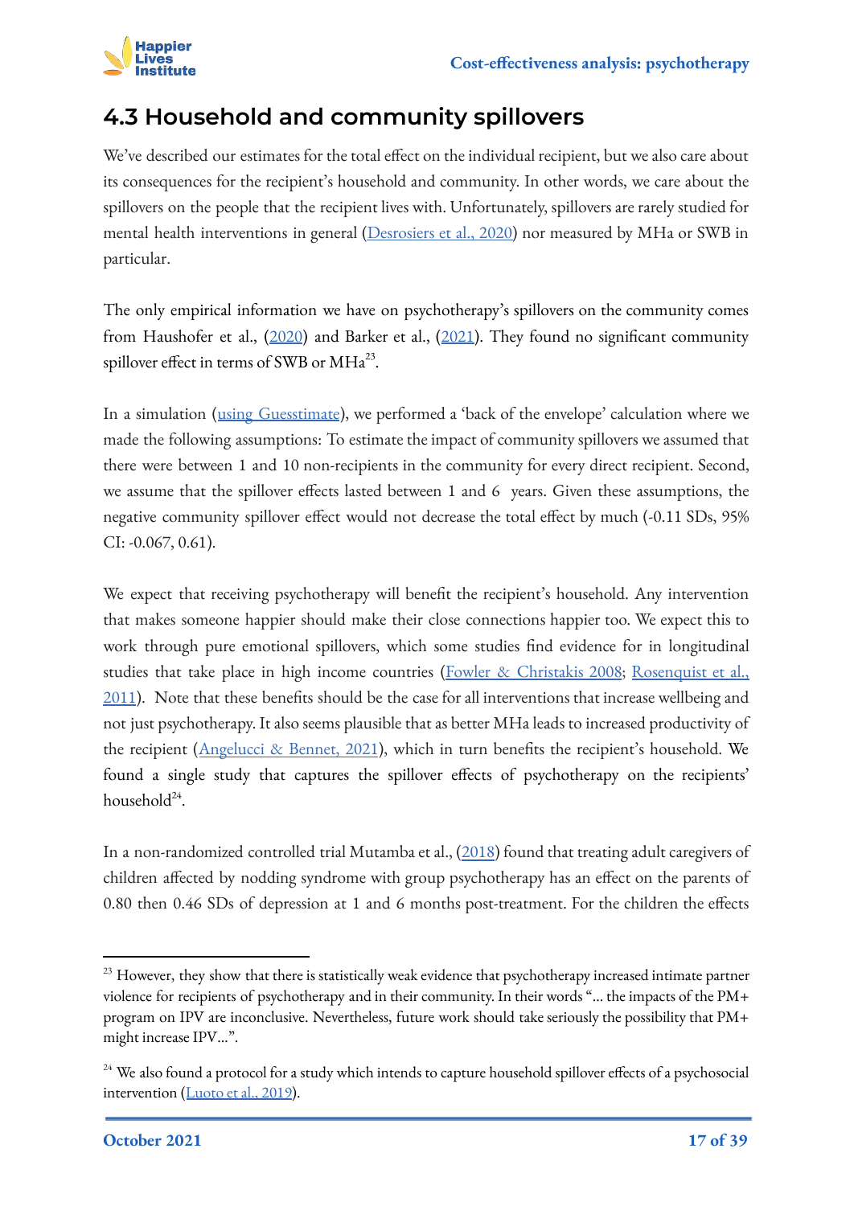## 4.3 Household and community spillovers

We've described our estimates for the total effect on the individual recipient, but we also care about its consequences for the recipient's household and community. In other words, we care about the spillovers on the people that the recipient lives with. Unfortunately, spillovers are rarely studied for mental health interventions in general (Desrosiers et al., 2020) nor measured by MHa or SWB in particular.

The only empirical information we have on psychotherapy's spillovers on the community comes from Haushofer et al., (2020) and Barker et al., (2021). They found no significant community spillover effect in terms of SWB or MHa[23].

In a simulation (using Guesstimate), we performed a 'back of the envelope' calculation where we made the following assumptions: To estimate the impact of community spillovers we assumed that there were between 1 and 10 non-recipients in the community for every direct recipient. Second, we assume that the spillover effects lasted between 1 and 6 years. Given these assumptions, the negative community spillover effect would not decrease the total effect by much (-0.11 SDs, 95% CI: -0.067, 0.61).

We expect that receiving psychotherapy will benefit the recipient's household. Any intervention that makes someone happier should make their close connections happier too. We expect this to work through pure emotional spillovers, which some studies find evidence for in longitudinal studies that take place in high income countries (Fowler & Christakis 2008; Rosenquist et al., 2011). Note that these benefits should be the case for all interventions that increase wellbeing and not just psychotherapy. It also seems plausible that as better MHa leads to increased productivity of the recipient (Angelucci & Bennet, 2021), which in turn benefits the recipient's household. We found a single study that captures the spillover effects of psychotherapy on the recipients' household[24].

In a non-randomized controlled trial Mutamba et al., (2018) found that treating adult caregivers of children affected by nodding syndrome with group psychotherapy has an effect on the parents of 0.80 then 0.46 SDs of depression at 1 and 6 months post-treatment. For the children the effects

---

[23] However, they show that there is statistically weak evidence that psychotherapy increased intimate partner violence for recipients of psychotherapy and in their community. In their words "... the impacts of the PM+ program on IPV are inconclusive. Nevertheless, future work should take seriously the possibility that PM+ might increase IPV...".

[24] We also found a protocol for a study which intends to capture household spillover effects of a psychosocial intervention (Luoto et al., 2019).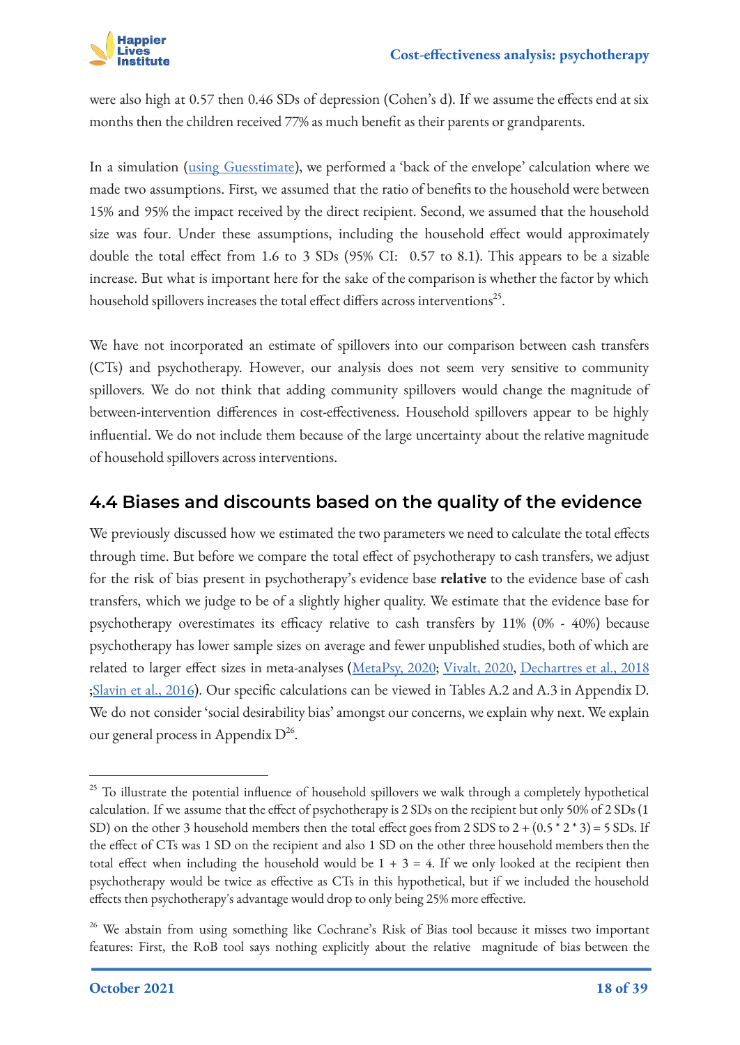were also high at 0.57 then 0.46 SDs of depression (Cohen's d). If we assume the effects end at six months then the children received 77% as much benefit as their parents or grandparents.

In a simulation (using Guesstimate), we performed a 'back of the envelope' calculation where we made two assumptions. First, we assumed that the ratio of benefits to the household were between 15% and 95% the impact received by the direct recipient. Second, we assumed that the household size was four. Under these assumptions, including the household effect would approximately double the total effect from 1.6 to 3 SDs (95% CI: 0.57 to 8.1). This appears to be a sizable increase. But what is important here for the sake of the comparison is whether the factor by which household spillovers increases the total effect differs across interventions[25].

We have not incorporated an estimate of spillovers into our comparison between cash transfers (CTs) and psychotherapy. However, our analysis does not seem very sensitive to community spillovers. We do not think that adding community spillovers would change the magnitude of between-intervention differences in cost-effectiveness. Household spillovers appear to be highly influential. We do not include them because of the large uncertainty about the relative magnitude of household spillovers across interventions.

## 4.4 Biases and discounts based on the quality of the evidence

We previously discussed how we estimated the two parameters we need to calculate the total effects through time. But before we compare the total effect of psychotherapy to cash transfers, we adjust for the risk of bias present in psychotherapy's evidence base **relative** to the evidence base of cash transfers, which we judge to be of a slightly higher quality. We estimate that the evidence base for psychotherapy overestimates its efficacy relative to cash transfers by 11% (0% - 40%) because psychotherapy has lower sample sizes on average and fewer unpublished studies, both of which are related to larger effect sizes in meta-analyses (MetaPsy, 2020; Vivalt, 2020, Dechartres et al., 2018 ;Slavin et al., 2016). Our specific calculations can be viewed in Tables A.2 and A.3 in Appendix D. We do not consider 'social desirability bias' amongst our concerns, we explain why next. We explain our general process in Appendix D[26].

---

[25] To illustrate the potential influence of household spillovers we walk through a completely hypothetical calculation. If we assume that the effect of psychotherapy is 2 SDs on the recipient but only 50% of 2 SDs (1 SD) on the other 3 household members then the total effect goes from 2 SDS to 2 + (0.5 * 2 * 3) = 5 SDs. If the effect of CTs was 1 SD on the recipient and also 1 SD on the other three household members then the total effect when including the household would be 1 + 3 = 4. If we only looked at the recipient then psychotherapy would be twice as effective as CTs in this hypothetical, but if we included the household effects then psychotherapy's advantage would drop to only being 25% more effective.

[26] We abstain from using something like Cochrane's Risk of Bias tool because it misses two important features: First, the RoB tool says nothing explicitly about the relative magnitude of bias between the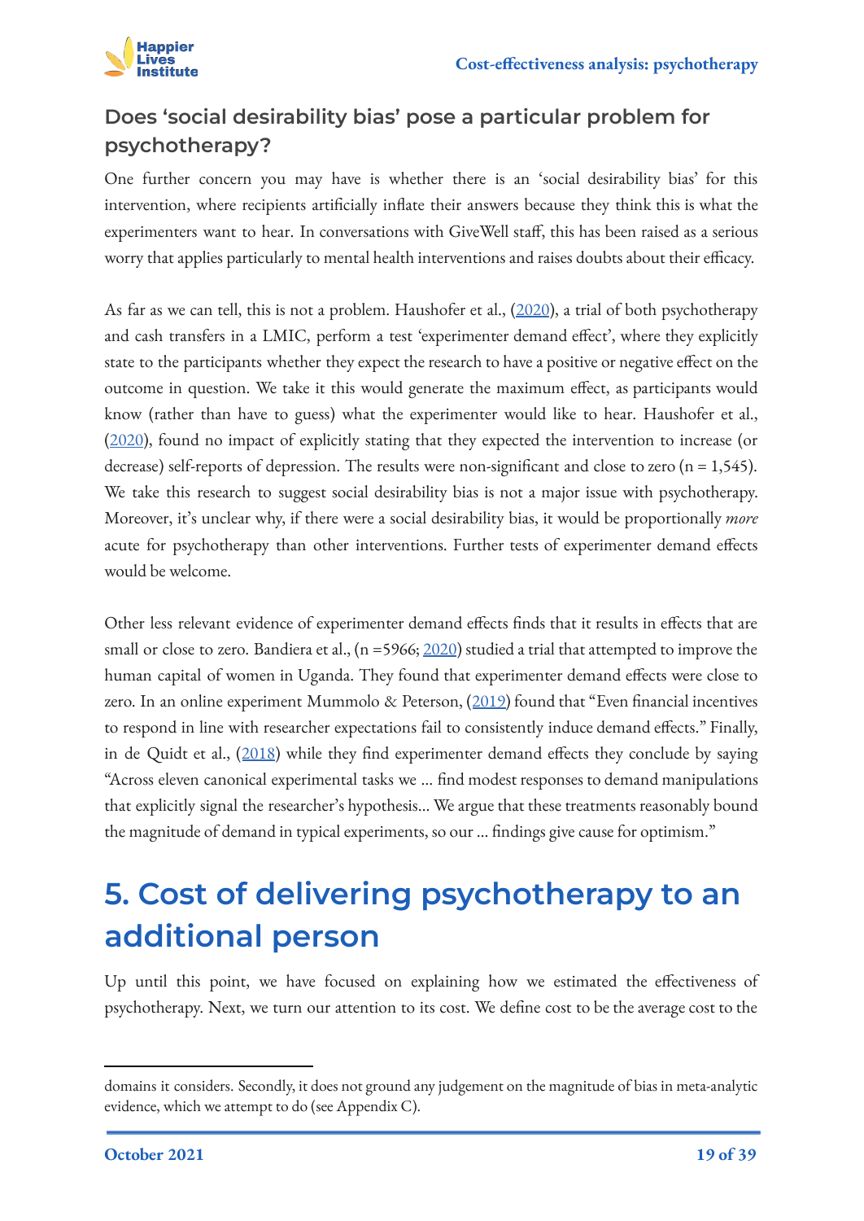### Does 'social desirability bias' pose a particular problem for psychotherapy?

One further concern you may have is whether there is an 'social desirability bias' for this intervention, where recipients artificially inflate their answers because they think this is what the experimenters want to hear. In conversations with GiveWell staff, this has been raised as a serious worry that applies particularly to mental health interventions and raises doubts about their efficacy.

As far as we can tell, this is not a problem. Haushofer et al., (2020), a trial of both psychotherapy and cash transfers in a LMIC, perform a test 'experimenter demand effect', where they explicitly state to the participants whether they expect the research to have a positive or negative effect on the outcome in question. We take it this would generate the maximum effect, as participants would know (rather than have to guess) what the experimenter would like to hear. Haushofer et al., (2020), found no impact of explicitly stating that they expected the intervention to increase (or decrease) self-reports of depression. The results were non-significant and close to zero (n = 1,545). We take this research to suggest social desirability bias is not a major issue with psychotherapy. Moreover, it's unclear why, if there were a social desirability bias, it would be proportionally *more* acute for psychotherapy than other interventions. Further tests of experimenter demand effects would be welcome.

Other less relevant evidence of experimenter demand effects finds that it results in effects that are small or close to zero. Bandiera et al., (n =5966; 2020) studied a trial that attempted to improve the human capital of women in Uganda. They found that experimenter demand effects were close to zero. In an online experiment Mummolo & Peterson, (2019) found that "Even financial incentives to respond in line with researcher expectations fail to consistently induce demand effects." Finally, in de Quidt et al., (2018) while they find experimenter demand effects they conclude by saying "Across eleven canonical experimental tasks we … find modest responses to demand manipulations that explicitly signal the researcher's hypothesis… We argue that these treatments reasonably bound the magnitude of demand in typical experiments, so our … findings give cause for optimism."

# 5. Cost of delivering psychotherapy to an additional person

Up until this point, we have focused on explaining how we estimated the effectiveness of psychotherapy. Next, we turn our attention to its cost. We define cost to be the average cost to the

---

domains it considers. Secondly, it does not ground any judgement on the magnitude of bias in meta-analytic evidence, which we attempt to do (see Appendix C).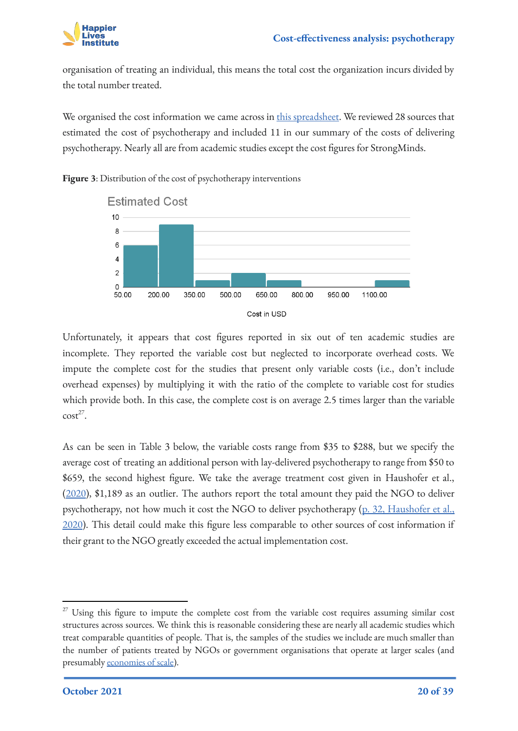organisation of treating an individual, this means the total cost the organization incurs divided by the total number treated.

We organised the cost information we came across in this spreadsheet. We reviewed 28 sources that estimated the cost of psychotherapy and included 11 in our summary of the costs of delivering psychotherapy. Nearly all are from academic studies except the cost figures for StrongMinds.

**Figure 3**: Distribution of the cost of psychotherapy interventions

Unfortunately, it appears that cost figures reported in six out of ten academic studies are incomplete. They reported the variable cost but neglected to incorporate overhead costs. We impute the complete cost for the studies that present only variable costs (i.e., don't include overhead expenses) by multiplying it with the ratio of the complete to variable cost for studies which provide both. In this case, the complete cost is on average 2.5 times larger than the variable cost[27].

As can be seen in Table 3 below, the variable costs range from $35 to $288, but we specify the average cost of treating an additional person with lay-delivered psychotherapy to range from $50 to $659, the second highest figure. We take the average treatment cost given in Haushofer et al., (2020), $1,189 as an outlier. The authors report the total amount they paid the NGO to deliver psychotherapy, not how much it cost the NGO to deliver psychotherapy (p. 32, Haushofer et al., 2020). This detail could make this figure less comparable to other sources of cost information if their grant to the NGO greatly exceeded the actual implementation cost.

---

[27] Using this figure to impute the complete cost from the variable cost requires assuming similar cost structures across sources. We think this is reasonable considering these are nearly all academic studies which treat comparable quantities of people. That is, the samples of the studies we include are much smaller than the number of patients treated by NGOs or government organisations that operate at larger scales (and presumably economies of scale).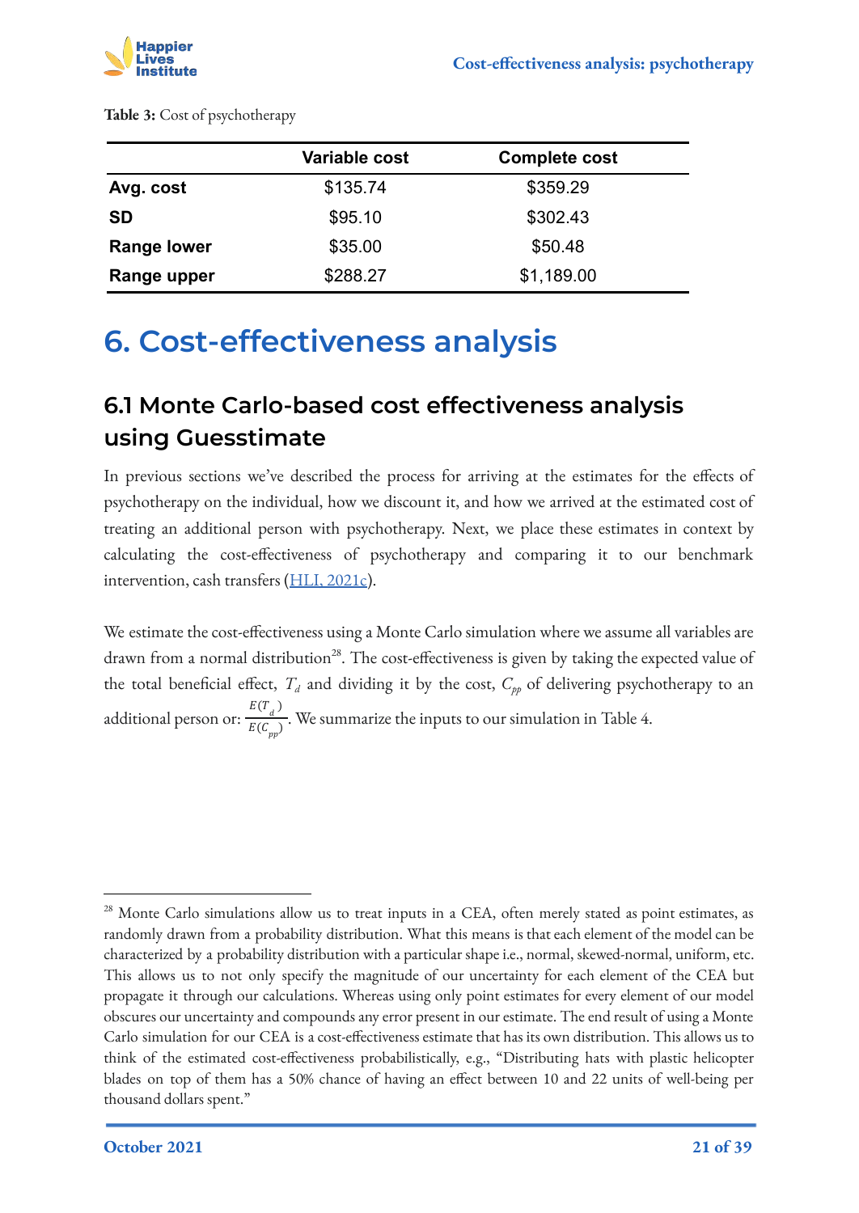**Table 3:** Cost of psychotherapy

| | Variable cost | Complete cost |
|---|---|---|
| **Avg. cost** | $135.74 | $359.29 |
| **SD** | $95.10 | $302.43 |
| **Range lower** | $35.00 | $50.48 |
| **Range upper** | $288.27 | $1,189.00 |

# 6. Cost-effectiveness analysis

## 6.1 Monte Carlo-based cost effectiveness analysis using Guesstimate

In previous sections we've described the process for arriving at the estimates for the effects of psychotherapy on the individual, how we discount it, and how we arrived at the estimated cost of treating an additional person with psychotherapy. Next, we place these estimates in context by calculating the cost-effectiveness of psychotherapy and comparing it to our benchmark intervention, cash transfers (HLI, 2021c).

We estimate the cost-effectiveness using a Monte Carlo simulation where we assume all variables are drawn from a normal distribution[28]. The cost-effectiveness is given by taking the expected value of the total beneficial effect, $T_d$ and dividing it by the cost, $C_{pp}$ of delivering psychotherapy to an additional person or: $\frac{E(T_d)}{E(C_{pp})}$. We summarize the inputs to our simulation in Table 4.

---

[28] Monte Carlo simulations allow us to treat inputs in a CEA, often merely stated as point estimates, as randomly drawn from a probability distribution. What this means is that each element of the model can be characterized by a probability distribution with a particular shape i.e., normal, skewed-normal, uniform, etc. This allows us to not only specify the magnitude of our uncertainty for each element of the CEA but propagate it through our calculations. Whereas using only point estimates for every element of our model obscures our uncertainty and compounds any error present in our estimate. The end result of using a Monte Carlo simulation for our CEA is a cost-effectiveness estimate that has its own distribution. This allows us to think of the estimated cost-effectiveness probabilistically, e.g., "Distributing hats with plastic helicopter blades on top of them has a 50% chance of having an effect between 10 and 22 units of well-being per thousand dollars spent."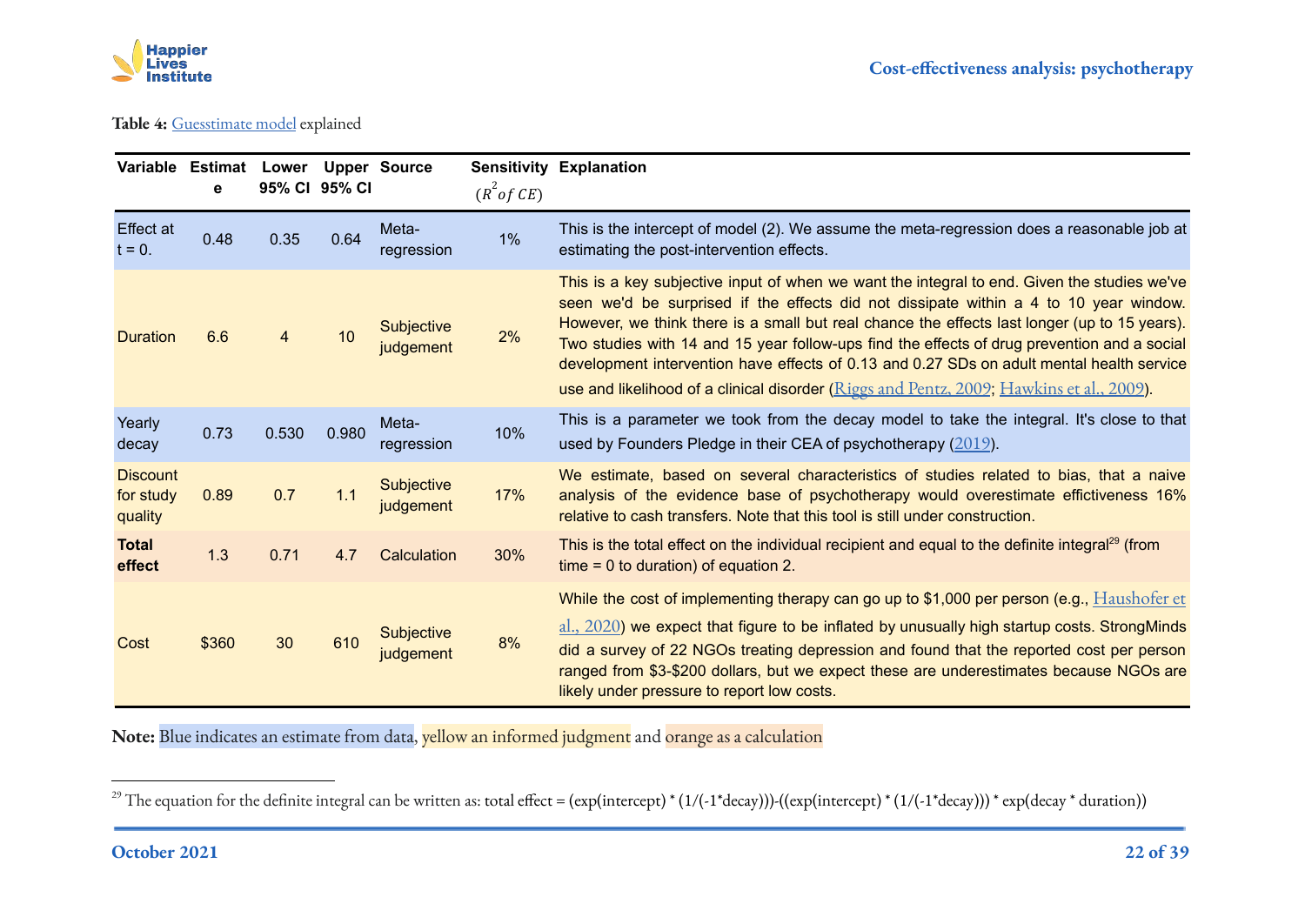**Table 4:** Guesstimate model explained

| Variable | Estimate | Lower 95% CI | Upper 95% CI | Source | Sensitivity ($R^2$ of CE) | Explanation |
|---|---|---|---|---|---|---|
| Effect at t = 0. | 0.48 | 0.35 | 0.64 | Meta-regression | 1% | This is the intercept of model (2). We assume the meta-regression does a reasonable job at estimating the post-intervention effects. |
| Duration | 6.6 | 4 | 10 | Subjective judgement | 2% | This is a key subjective input of when we want the integral to end. Given the studies we've seen we'd be surprised if the effects did not dissipate within a 4 to 10 year window. However, we think there is a small but real chance the effects last longer (up to 15 years). Two studies with 14 and 15 year follow-ups find the effects of drug prevention and a social development intervention have effects of 0.13 and 0.27 SDs on adult mental health service use and likelihood of a clinical disorder (Riggs and Pentz, 2009; Hawkins et al., 2009). |
| Yearly decay | 0.73 | 0.530 | 0.980 | Meta-regression | 10% | This is a parameter we took from the decay model to take the integral. It's close to that used by Founders Pledge in their CEA of psychotherapy (2019). |
| Discount for study quality | 0.89 | 0.7 | 1.1 | Subjective judgement | 17% | We estimate, based on several characteristics of studies related to bias, that a naive analysis of the evidence base of psychotherapy would overestimate effictiveness 16% relative to cash transfers. Note that this tool is still under construction. |
| **Total effect** | 1.3 | 0.71 | 4.7 | Calculation | 30% | This is the total effect on the individual recipient and equal to the definite integral[29] (from time = 0 to duration) of equation 2. |
| Cost | $360 | 30 | 610 | Subjective judgement | 8% | While the cost of implementing therapy can go up to $1,000 per person (e.g., Haushofer et al., 2020) we expect that figure to be inflated by unusually high startup costs. StrongMinds did a survey of 22 NGOs treating depression and found that the reported cost per person ranged from $3-$200 dollars, but we expect these are underestimates because NGOs are likely under pressure to report low costs. |

**Note:** Blue indicates an estimate from data, yellow an informed judgment and orange as a calculation

[29] The equation for the definite integral can be written as: total effect = (exp(intercept) * (1/(-1*decay)))-((exp(intercept) * (1/(-1*decay))) * exp(decay * duration))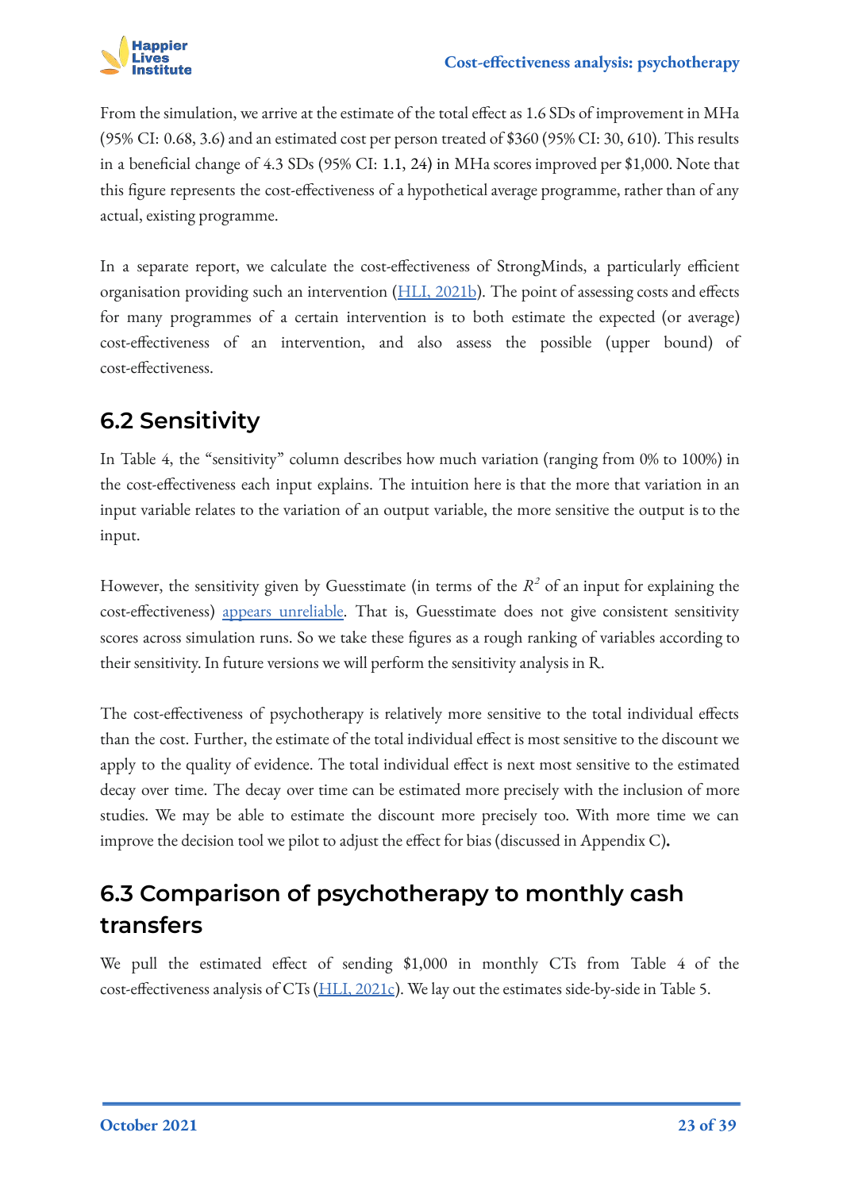From the simulation, we arrive at the estimate of the total effect as 1.6 SDs of improvement in MHa (95% CI: 0.68, 3.6) and an estimated cost per person treated of $360 (95% CI: 30, 610). This results in a beneficial change of 4.3 SDs (95% CI: 1.1, 24) in MHa scores improved per $1,000. Note that this figure represents the cost-effectiveness of a hypothetical average programme, rather than of any actual, existing programme.

In a separate report, we calculate the cost-effectiveness of StrongMinds, a particularly efficient organisation providing such an intervention (HLI, 2021b). The point of assessing costs and effects for many programmes of a certain intervention is to both estimate the expected (or average) cost-effectiveness of an intervention, and also assess the possible (upper bound) of cost-effectiveness.

## 6.2 Sensitivity

In Table 4, the "sensitivity" column describes how much variation (ranging from 0% to 100%) in the cost-effectiveness each input explains. The intuition here is that the more that variation in an input variable relates to the variation of an output variable, the more sensitive the output is to the input.

However, the sensitivity given by Guesstimate (in terms of the $R^2$ of an input for explaining the cost-effectiveness) appears unreliable. That is, Guesstimate does not give consistent sensitivity scores across simulation runs. So we take these figures as a rough ranking of variables according to their sensitivity. In future versions we will perform the sensitivity analysis in R.

The cost-effectiveness of psychotherapy is relatively more sensitive to the total individual effects than the cost. Further, the estimate of the total individual effect is most sensitive to the discount we apply to the quality of evidence. The total individual effect is next most sensitive to the estimated decay over time. The decay over time can be estimated more precisely with the inclusion of more studies. We may be able to estimate the discount more precisely too. With more time we can improve the decision tool we pilot to adjust the effect for bias (discussed in Appendix C)**.**

## 6.3 Comparison of psychotherapy to monthly cash transfers

We pull the estimated effect of sending $1,000 in monthly CTs from Table 4 of the cost-effectiveness analysis of CTs (HLI, 2021c). We lay out the estimates side-by-side in Table 5.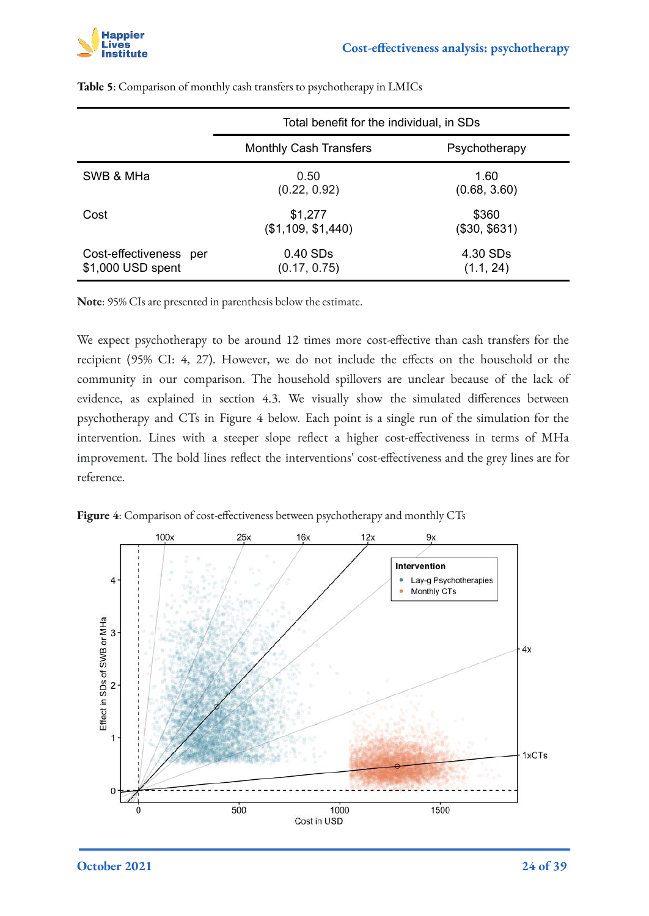**Table 5**: Comparison of monthly cash transfers to psychotherapy in LMICs

| | Total benefit for the individual, in SDs | |
|---|---|---|
| | Monthly Cash Transfers | Psychotherapy |
| SWB & MHa | 0.50<br>(0.22, 0.92) | 1.60<br>(0.68, 3.60) |
| Cost | $1,277<br>($1,109, $1,440) | $360<br>($30, $631) |
| Cost-effectiveness per $1,000 USD spent | 0.40 SDs<br>(0.17, 0.75) | 4.30 SDs<br>(1.1, 24) |

**Note**: 95% CIs are presented in parenthesis below the estimate.

We expect psychotherapy to be around 12 times more cost-effective than cash transfers for the recipient (95% CI: 4, 27). However, we do not include the effects on the household or the community in our comparison. The household spillovers are unclear because of the lack of evidence, as explained in section 4.3. We visually show the simulated differences between psychotherapy and CTs in Figure 4 below. Each point is a single run of the simulation for the intervention. Lines with a steeper slope reflect a higher cost-effectiveness in terms of MHa improvement. The bold lines reflect the interventions' cost-effectiveness and the grey lines are for reference.

**Figure 4**: Comparison of cost-effectiveness between psychotherapy and monthly CTs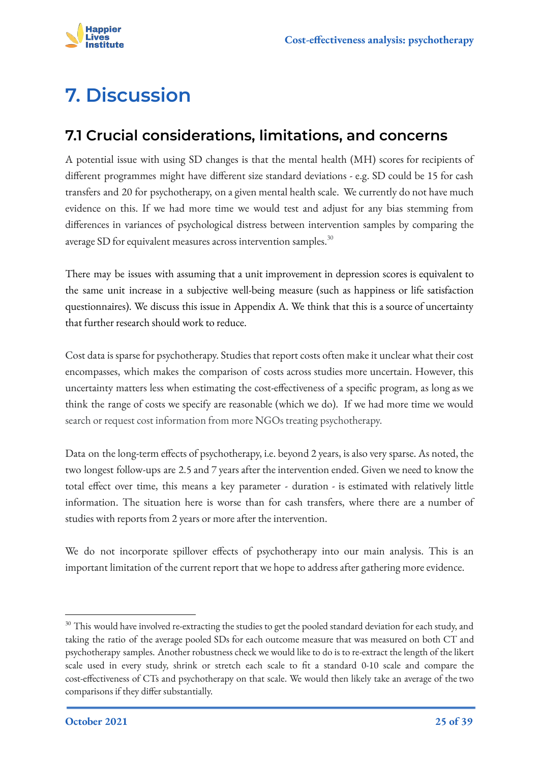# 7. Discussion

## 7.1 Crucial considerations, limitations, and concerns

A potential issue with using SD changes is that the mental health (MH) scores for recipients of different programmes might have different size standard deviations - e.g. SD could be 15 for cash transfers and 20 for psychotherapy, on a given mental health scale. We currently do not have much evidence on this. If we had more time we would test and adjust for any bias stemming from differences in variances of psychological distress between intervention samples by comparing the average SD for equivalent measures across intervention samples.[30]

There may be issues with assuming that a unit improvement in depression scores is equivalent to the same unit increase in a subjective well-being measure (such as happiness or life satisfaction questionnaires). We discuss this issue in Appendix A. We think that this is a source of uncertainty that further research should work to reduce.

Cost data is sparse for psychotherapy. Studies that report costs often make it unclear what their cost encompasses, which makes the comparison of costs across studies more uncertain. However, this uncertainty matters less when estimating the cost-effectiveness of a specific program, as long as we think the range of costs we specify are reasonable (which we do). If we had more time we would search or request cost information from more NGOs treating psychotherapy.

Data on the long-term effects of psychotherapy, i.e. beyond 2 years, is also very sparse. As noted, the two longest follow-ups are 2.5 and 7 years after the intervention ended. Given we need to know the total effect over time, this means a key parameter - duration - is estimated with relatively little information. The situation here is worse than for cash transfers, where there are a number of studies with reports from 2 years or more after the intervention.

We do not incorporate spillover effects of psychotherapy into our main analysis. This is an important limitation of the current report that we hope to address after gathering more evidence.

[30] This would have involved re-extracting the studies to get the pooled standard deviation for each study, and taking the ratio of the average pooled SDs for each outcome measure that was measured on both CT and psychotherapy samples. Another robustness check we would like to do is to re-extract the length of the likert scale used in every study, shrink or stretch each scale to fit a standard 0-10 scale and compare the cost-effectiveness of CTs and psychotherapy on that scale. We would then likely take an average of the two comparisons if they differ substantially.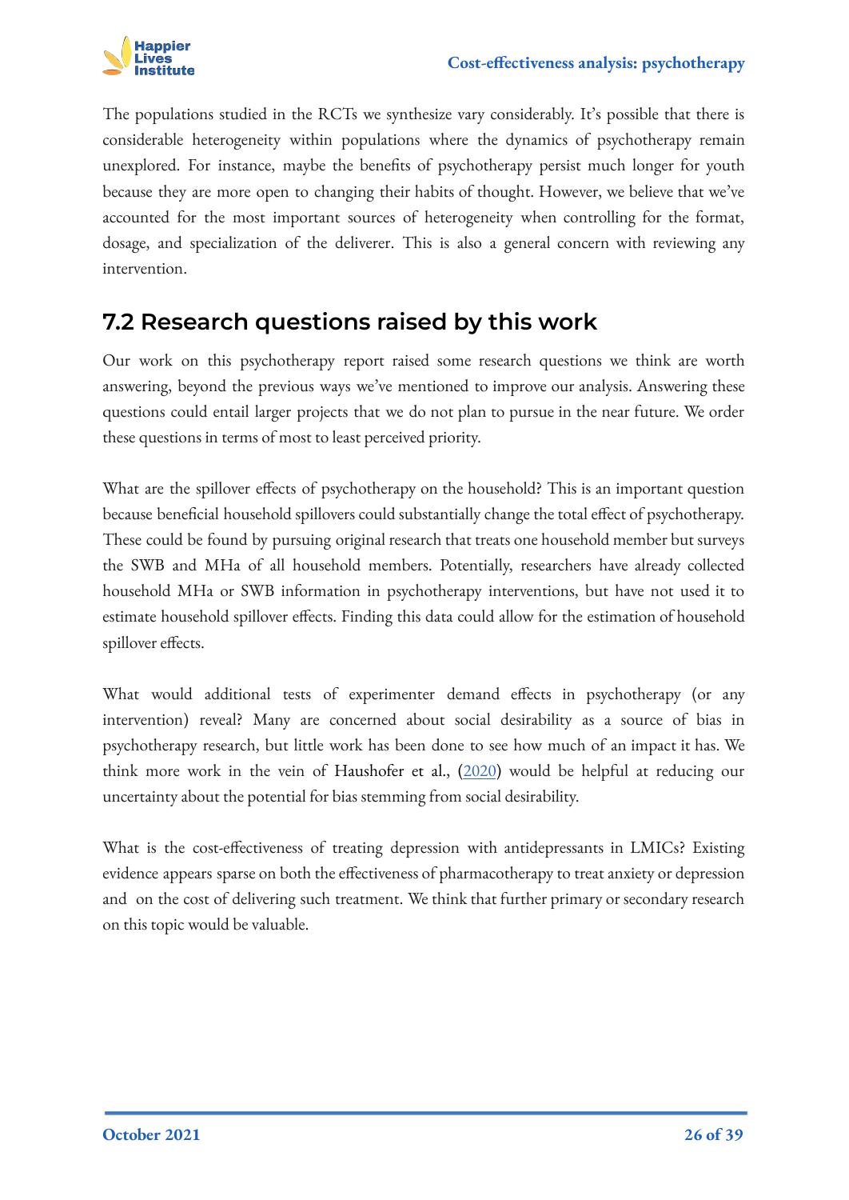The populations studied in the RCTs we synthesize vary considerably. It's possible that there is considerable heterogeneity within populations where the dynamics of psychotherapy remain unexplored. For instance, maybe the benefits of psychotherapy persist much longer for youth because they are more open to changing their habits of thought. However, we believe that we've accounted for the most important sources of heterogeneity when controlling for the format, dosage, and specialization of the deliverer. This is also a general concern with reviewing any intervention.

## 7.2 Research questions raised by this work

Our work on this psychotherapy report raised some research questions we think are worth answering, beyond the previous ways we've mentioned to improve our analysis. Answering these questions could entail larger projects that we do not plan to pursue in the near future. We order these questions in terms of most to least perceived priority.

What are the spillover effects of psychotherapy on the household? This is an important question because beneficial household spillovers could substantially change the total effect of psychotherapy. These could be found by pursuing original research that treats one household member but surveys the SWB and MHa of all household members. Potentially, researchers have already collected household MHa or SWB information in psychotherapy interventions, but have not used it to estimate household spillover effects. Finding this data could allow for the estimation of household spillover effects.

What would additional tests of experimenter demand effects in psychotherapy (or any intervention) reveal? Many are concerned about social desirability as a source of bias in psychotherapy research, but little work has been done to see how much of an impact it has. We think more work in the vein of Haushofer et al., (2020) would be helpful at reducing our uncertainty about the potential for bias stemming from social desirability.

What is the cost-effectiveness of treating depression with antidepressants in LMICs? Existing evidence appears sparse on both the effectiveness of pharmacotherapy to treat anxiety or depression and on the cost of delivering such treatment. We think that further primary or secondary research on this topic would be valuable.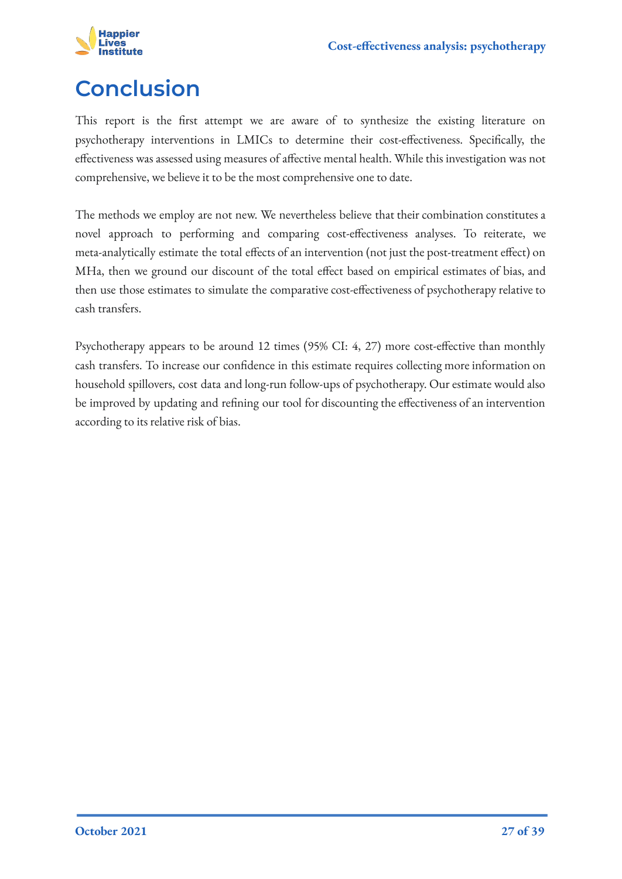# Conclusion

This report is the first attempt we are aware of to synthesize the existing literature on psychotherapy interventions in LMICs to determine their cost-effectiveness. Specifically, the effectiveness was assessed using measures of affective mental health. While this investigation was not comprehensive, we believe it to be the most comprehensive one to date.

The methods we employ are not new. We nevertheless believe that their combination constitutes a novel approach to performing and comparing cost-effectiveness analyses. To reiterate, we meta-analytically estimate the total effects of an intervention (not just the post-treatment effect) on MHa, then we ground our discount of the total effect based on empirical estimates of bias, and then use those estimates to simulate the comparative cost-effectiveness of psychotherapy relative to cash transfers.

Psychotherapy appears to be around 12 times (95% CI: 4, 27) more cost-effective than monthly cash transfers. To increase our confidence in this estimate requires collecting more information on household spillovers, cost data and long-run follow-ups of psychotherapy. Our estimate would also be improved by updating and refining our tool for discounting the effectiveness of an intervention according to its relative risk of bias.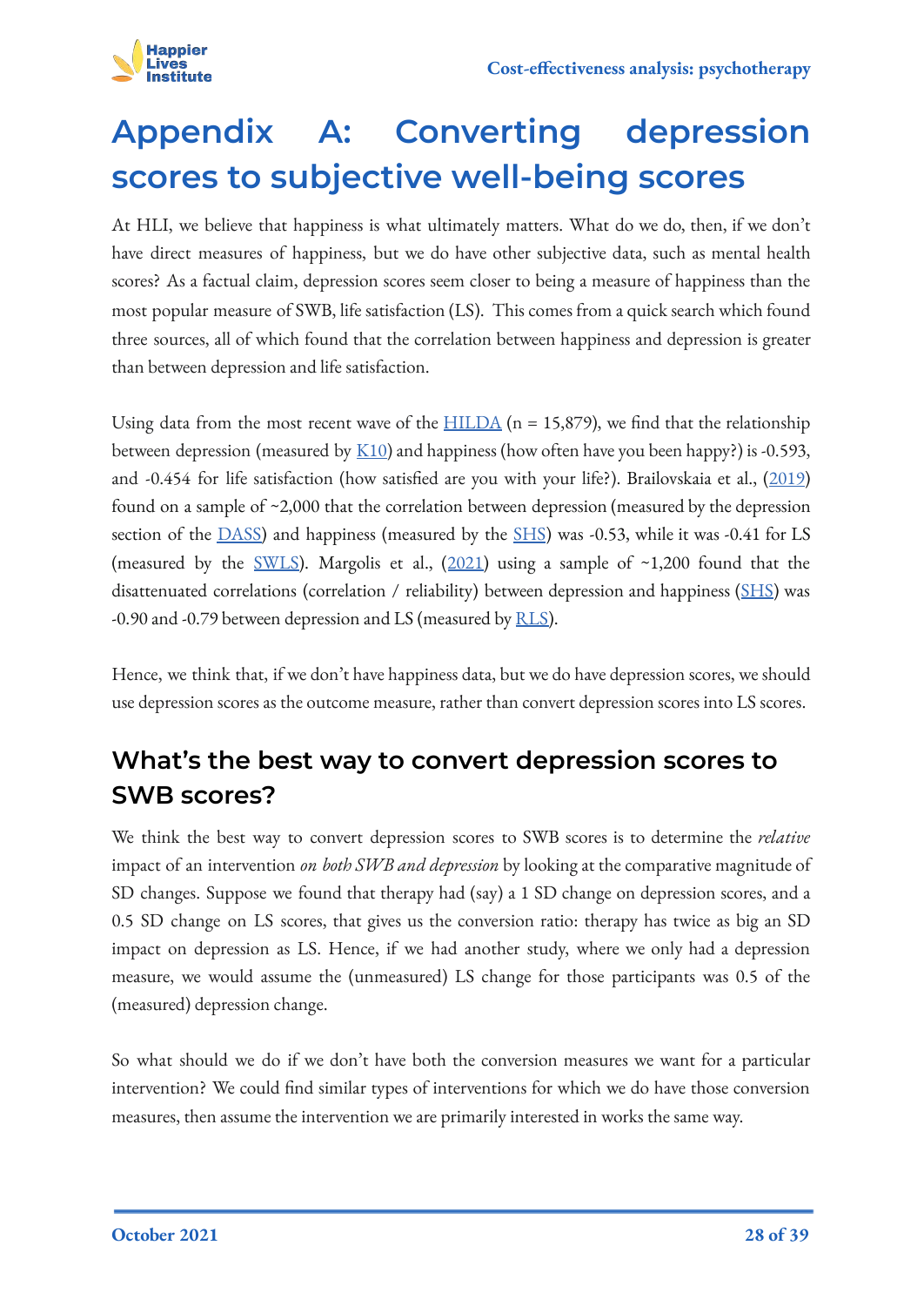# Appendix A: Converting depression scores to subjective well-being scores

At HLI, we believe that happiness is what ultimately matters. What do we do, then, if we don't have direct measures of happiness, but we do have other subjective data, such as mental health scores? As a factual claim, depression scores seem closer to being a measure of happiness than the most popular measure of SWB, life satisfaction (LS). This comes from a quick search which found three sources, all of which found that the correlation between happiness and depression is greater than between depression and life satisfaction.

Using data from the most recent wave of the HILDA (n = 15,879), we find that the relationship between depression (measured by K10) and happiness (how often have you been happy?) is -0.593, and -0.454 for life satisfaction (how satisfied are you with your life?). Brailovskaia et al., (2019) found on a sample of ~2,000 that the correlation between depression (measured by the depression section of the DASS) and happiness (measured by the SHS) was -0.53, while it was -0.41 for LS (measured by the SWLS). Margolis et al., (2021) using a sample of ~1,200 found that the disattenuated correlations (correlation / reliability) between depression and happiness (SHS) was -0.90 and -0.79 between depression and LS (measured by RLS).

Hence, we think that, if we don't have happiness data, but we do have depression scores, we should use depression scores as the outcome measure, rather than convert depression scores into LS scores.

## What's the best way to convert depression scores to SWB scores?

We think the best way to convert depression scores to SWB scores is to determine the *relative* impact of an intervention *on both SWB and depression* by looking at the comparative magnitude of SD changes. Suppose we found that therapy had (say) a 1 SD change on depression scores, and a 0.5 SD change on LS scores, that gives us the conversion ratio: therapy has twice as big an SD impact on depression as LS. Hence, if we had another study, where we only had a depression measure, we would assume the (unmeasured) LS change for those participants was 0.5 of the (measured) depression change.

So what should we do if we don't have both the conversion measures we want for a particular intervention? We could find similar types of interventions for which we do have those conversion measures, then assume the intervention we are primarily interested in works the same way.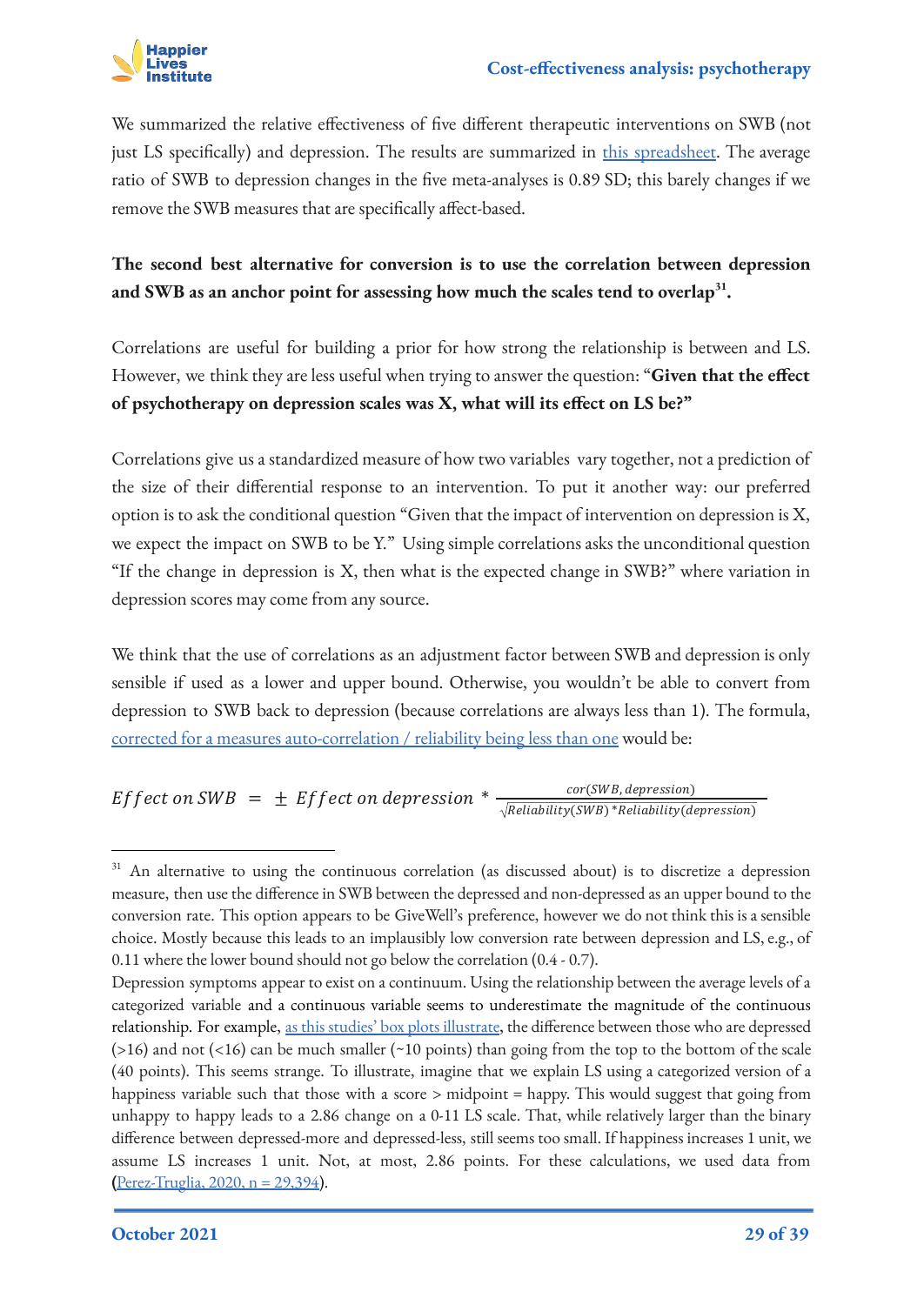We summarized the relative effectiveness of five different therapeutic interventions on SWB (not just LS specifically) and depression. The results are summarized in [this spreadsheet](). The average ratio of SWB to depression changes in the five meta-analyses is 0.89 SD; this barely changes if we remove the SWB measures that are specifically affect-based.

**The second best alternative for conversion is to use the correlation between depression and SWB as an anchor point for assessing how much the scales tend to overlap[31].**

Correlations are useful for building a prior for how strong the relationship is between and LS. However, we think they are less useful when trying to answer the question: "**Given that the effect of psychotherapy on depression scales was X, what will its effect on LS be?"**

Correlations give us a standardized measure of how two variables vary together, not a prediction of the size of their differential response to an intervention. To put it another way: our preferred option is to ask the conditional question "Given that the impact of intervention on depression is X, we expect the impact on SWB to be Y." Using simple correlations asks the unconditional question "If the change in depression is X, then what is the expected change in SWB?" where variation in depression scores may come from any source.

We think that the use of correlations as an adjustment factor between SWB and depression is only sensible if used as a lower and upper bound. Otherwise, you wouldn't be able to convert from depression to SWB back to depression (because correlations are always less than 1). The formula, corrected for a measures auto-correlation / reliability being less than one would be:

$$Effect\ on\ SWB \ = \ \pm\ Effect\ on\ depression\ * \ \frac{cor(SWB, depression)}{\sqrt{Reliability(SWB) * Reliability(depression)}}$$

---

[31] An alternative to using the continuous correlation (as discussed about) is to discretize a depression measure, then use the difference in SWB between the depressed and non-depressed as an upper bound to the conversion rate. This option appears to be GiveWell's preference, however we do not think this is a sensible choice. Mostly because this leads to an implausibly low conversion rate between depression and LS, e.g., of 0.11 where the lower bound should not go below the correlation (0.4 - 0.7).

Depression symptoms appear to exist on a continuum. Using the relationship between the average levels of a categorized variable and a continuous variable seems to underestimate the magnitude of the continuous relationship. For example, as this studies' box plots illustrate, the difference between those who are depressed (>16) and not (<16) can be much smaller (~10 points) than going from the top to the bottom of the scale (40 points). This seems strange. To illustrate, imagine that we explain LS using a categorized version of a happiness variable such that those with a score > midpoint = happy. This would suggest that going from unhappy to happy leads to a 2.86 change on a 0-11 LS scale. That, while relatively larger than the binary difference between depressed-more and depressed-less, still seems too small. If happiness increases 1 unit, we assume LS increases 1 unit. Not, at most, 2.86 points. For these calculations, we used data from (Perez-Truglia, 2020, n = 29,394).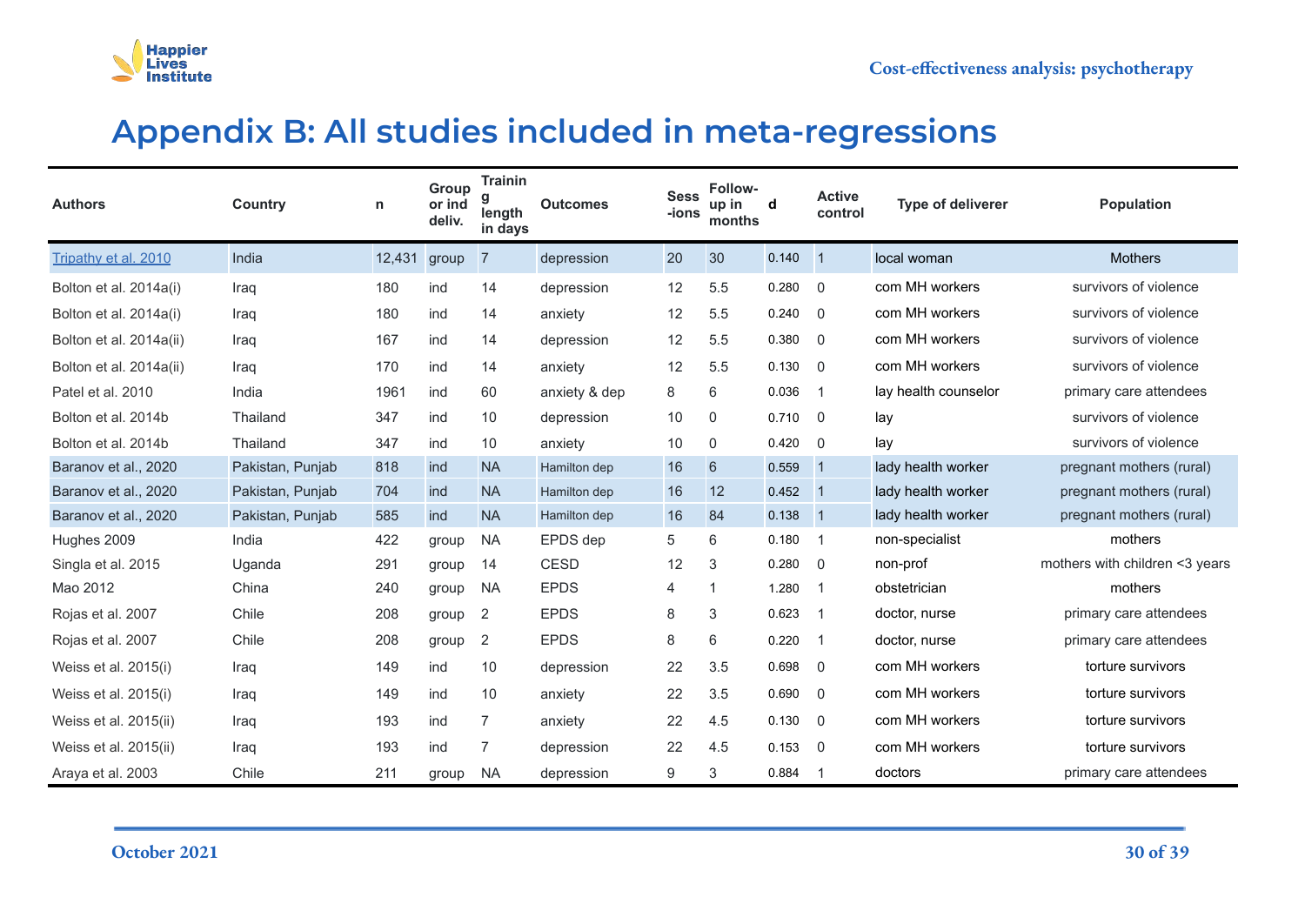# Appendix B: All studies included in meta-regressions

| Authors | Country | n | Group or ind deliv. | Training length in days | Outcomes | Sess-ions | Follow-up in months | d | Active control | Type of deliverer | Population |
|---|---|---|---|---|---|---|---|---|---|---|---|
| Tripathy et al. 2010 | India | 12,431 | group | 7 | depression | 20 | 30 | 0.140 | 1 | local woman | Mothers |
| Bolton et al. 2014a(i) | Iraq | 180 | ind | 14 | depression | 12 | 5.5 | 0.280 | 0 | com MH workers | survivors of violence |
| Bolton et al. 2014a(i) | Iraq | 180 | ind | 14 | anxiety | 12 | 5.5 | 0.240 | 0 | com MH workers | survivors of violence |
| Bolton et al. 2014a(ii) | Iraq | 167 | ind | 14 | depression | 12 | 5.5 | 0.380 | 0 | com MH workers | survivors of violence |
| Bolton et al. 2014a(ii) | Iraq | 170 | ind | 14 | anxiety | 12 | 5.5 | 0.130 | 0 | com MH workers | survivors of violence |
| Patel et al. 2010 | India | 1961 | ind | 60 | anxiety & dep | 8 | 6 | 0.036 | 1 | lay health counselor | primary care attendees |
| Bolton et al. 2014b | Thailand | 347 | ind | 10 | depression | 10 | 0 | 0.710 | 0 | lay | survivors of violence |
| Bolton et al. 2014b | Thailand | 347 | ind | 10 | anxiety | 10 | 0 | 0.420 | 0 | lay | survivors of violence |
| Baranov et al., 2020 | Pakistan, Punjab | 818 | ind | NA | Hamilton dep | 16 | 6 | 0.559 | 1 | lady health worker | pregnant mothers (rural) |
| Baranov et al., 2020 | Pakistan, Punjab | 704 | ind | NA | Hamilton dep | 16 | 12 | 0.452 | 1 | lady health worker | pregnant mothers (rural) |
| Baranov et al., 2020 | Pakistan, Punjab | 585 | ind | NA | Hamilton dep | 16 | 84 | 0.138 | 1 | lady health worker | pregnant mothers (rural) |
| Hughes 2009 | India | 422 | group | NA | EPDS dep | 5 | 6 | 0.180 | 1 | non-specialist | mothers |
| Singla et al. 2015 | Uganda | 291 | group | 14 | CESD | 12 | 3 | 0.280 | 0 | non-prof | mothers with children <3 years |
| Mao 2012 | China | 240 | group | NA | EPDS | 4 | 1 | 1.280 | 1 | obstetrician | mothers |
| Rojas et al. 2007 | Chile | 208 | group | 2 | EPDS | 8 | 3 | 0.623 | 1 | doctor, nurse | primary care attendees |
| Rojas et al. 2007 | Chile | 208 | group | 2 | EPDS | 8 | 6 | 0.220 | 1 | doctor, nurse | primary care attendees |
| Weiss et al. 2015(i) | Iraq | 149 | ind | 10 | depression | 22 | 3.5 | 0.698 | 0 | com MH workers | torture survivors |
| Weiss et al. 2015(i) | Iraq | 149 | ind | 10 | anxiety | 22 | 3.5 | 0.690 | 0 | com MH workers | torture survivors |
| Weiss et al. 2015(ii) | Iraq | 193 | ind | 7 | anxiety | 22 | 4.5 | 0.130 | 0 | com MH workers | torture survivors |
| Weiss et al. 2015(ii) | Iraq | 193 | ind | 7 | depression | 22 | 4.5 | 0.153 | 0 | com MH workers | torture survivors |
| Araya et al. 2003 | Chile | 211 | group | NA | depression | 9 | 3 | 0.884 | 1 | doctors | primary care attendees |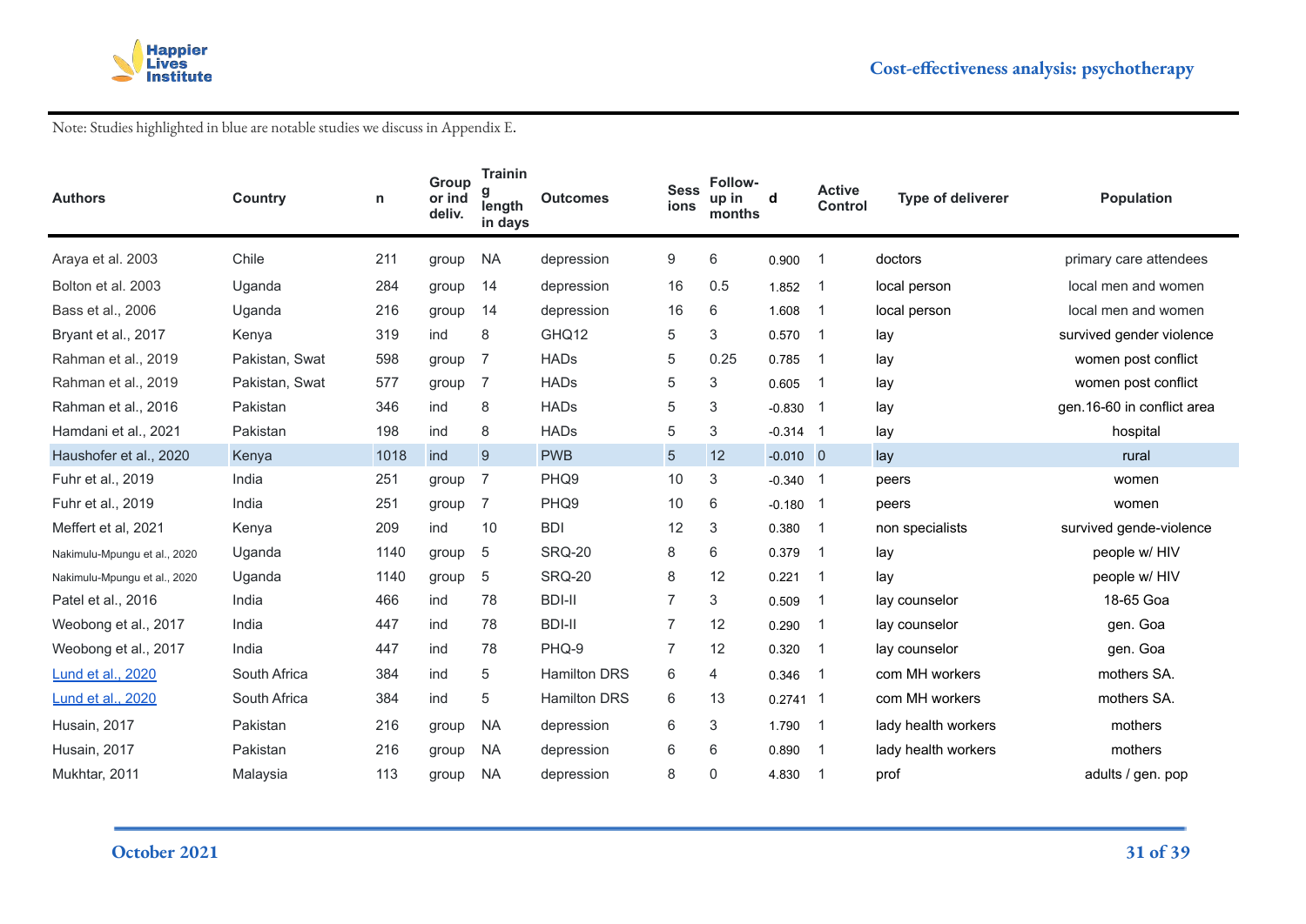Note: Studies highlighted in blue are notable studies we discuss in Appendix E.

| Authors | Country | n | Group or ind deliv. | Training length in days | Outcomes | Sessions | Follow-up in months | d | Active Control | Type of deliverer | Population |
|---|---|---|---|---|---|---|---|---|---|---|---|
| Araya et al. 2003 | Chile | 211 | group | NA | depression | 9 | 6 | 0.900 | 1 | doctors | primary care attendees |
| Bolton et al. 2003 | Uganda | 284 | group | 14 | depression | 16 | 0.5 | 1.852 | 1 | local person | local men and women |
| Bass et al., 2006 | Uganda | 216 | group | 14 | depression | 16 | 6 | 1.608 | 1 | local person | local men and women |
| Bryant et al., 2017 | Kenya | 319 | ind | 8 | GHQ12 | 5 | 3 | 0.570 | 1 | lay | survived gender violence |
| Rahman et al., 2019 | Pakistan, Swat | 598 | group | 7 | HADs | 5 | 0.25 | 0.785 | 1 | lay | women post conflict |
| Rahman et al., 2019 | Pakistan, Swat | 577 | group | 7 | HADs | 5 | 3 | 0.605 | 1 | lay | women post conflict |
| Rahman et al., 2016 | Pakistan | 346 | ind | 8 | HADs | 5 | 3 | -0.830 | 1 | lay | gen.16-60 in conflict area |
| Hamdani et al., 2021 | Pakistan | 198 | ind | 8 | HADs | 5 | 3 | -0.314 | 1 | lay | hospital |
| Haushofer et al., 2020 | Kenya | 1018 | ind | 9 | PWB | 5 | 12 | -0.010 | 0 | lay | rural |
| Fuhr et al., 2019 | India | 251 | group | 7 | PHQ9 | 10 | 3 | -0.340 | 1 | peers | women |
| Fuhr et al., 2019 | India | 251 | group | 7 | PHQ9 | 10 | 6 | -0.180 | 1 | peers | women |
| Meffert et al, 2021 | Kenya | 209 | ind | 10 | BDI | 12 | 3 | 0.380 | 1 | non specialists | survived gende-violence |
| Nakimulu-Mpungu et al., 2020 | Uganda | 1140 | group | 5 | SRQ-20 | 8 | 6 | 0.379 | 1 | lay | people w/ HIV |
| Nakimulu-Mpungu et al., 2020 | Uganda | 1140 | group | 5 | SRQ-20 | 8 | 12 | 0.221 | 1 | lay | people w/ HIV |
| Patel et al., 2016 | India | 466 | ind | 78 | BDI-II | 7 | 3 | 0.509 | 1 | lay counselor | 18-65 Goa |
| Weobong et al., 2017 | India | 447 | ind | 78 | BDI-II | 7 | 12 | 0.290 | 1 | lay counselor | gen. Goa |
| Weobong et al., 2017 | India | 447 | ind | 78 | PHQ-9 | 7 | 12 | 0.320 | 1 | lay counselor | gen. Goa |
| Lund et al., 2020 | South Africa | 384 | ind | 5 | Hamilton DRS | 6 | 4 | 0.346 | 1 | com MH workers | mothers SA. |
| Lund et al., 2020 | South Africa | 384 | ind | 5 | Hamilton DRS | 6 | 13 | 0.2741 | 1 | com MH workers | mothers SA. |
| Husain, 2017 | Pakistan | 216 | group | NA | depression | 6 | 3 | 1.790 | 1 | lady health workers | mothers |
| Husain, 2017 | Pakistan | 216 | group | NA | depression | 6 | 6 | 0.890 | 1 | lady health workers | mothers |
| Mukhtar, 2011 | Malaysia | 113 | group | NA | depression | 8 | 0 | 4.830 | 1 | prof | adults / gen. pop |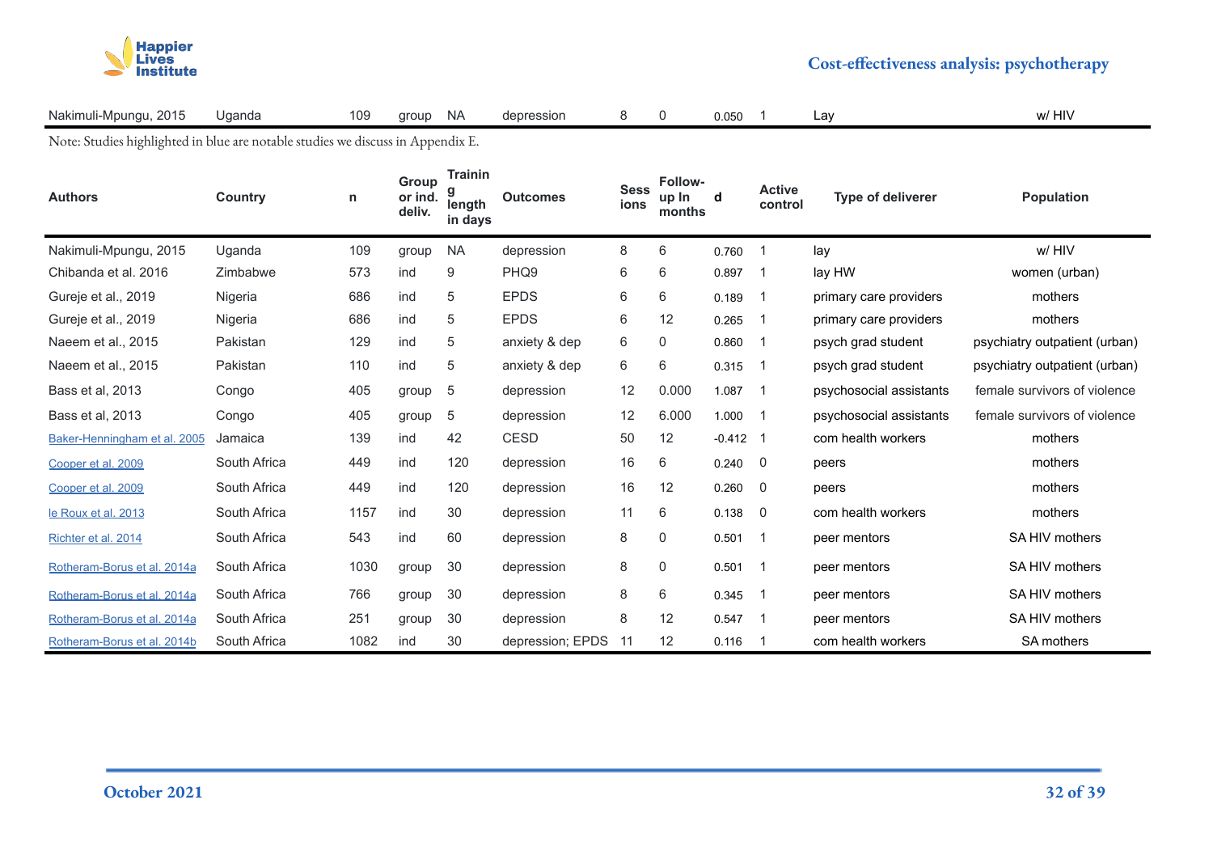| Nakimuli-Mpungu, 2015 | Uganda | 109 | group | NA | depression | 8 | 0 | 0.050 | 1 | Lay | w/ HIV |
|---|---|---|---|---|---|---|---|---|---|---|---|

Note: Studies highlighted in blue are notable studies we discuss in Appendix E.

| Authors | Country | n | Group or ind. deliv. | Training length in days | Outcomes | Sessions | Follow-up In months | d | Active control | Type of deliverer | Population |
|---|---|---|---|---|---|---|---|---|---|---|---|
| Nakimuli-Mpungu, 2015 | Uganda | 109 | group | NA | depression | 8 | 6 | 0.760 | 1 | lay | w/ HIV |
| Chibanda et al. 2016 | Zimbabwe | 573 | ind | 9 | PHQ9 | 6 | 6 | 0.897 | 1 | lay HW | women (urban) |
| Gureje et al., 2019 | Nigeria | 686 | ind | 5 | EPDS | 6 | 6 | 0.189 | 1 | primary care providers | mothers |
| Gureje et al., 2019 | Nigeria | 686 | ind | 5 | EPDS | 6 | 12 | 0.265 | 1 | primary care providers | mothers |
| Naeem et al., 2015 | Pakistan | 129 | ind | 5 | anxiety & dep | 6 | 0 | 0.860 | 1 | psych grad student | psychiatry outpatient (urban) |
| Naeem et al., 2015 | Pakistan | 110 | ind | 5 | anxiety & dep | 6 | 6 | 0.315 | 1 | psych grad student | psychiatry outpatient (urban) |
| Bass et al, 2013 | Congo | 405 | group | 5 | depression | 12 | 0.000 | 1.087 | 1 | psychosocial assistants | female survivors of violence |
| Bass et al, 2013 | Congo | 405 | group | 5 | depression | 12 | 6.000 | 1.000 | 1 | psychosocial assistants | female survivors of violence |
| Baker-Henningham et al. 2005 | Jamaica | 139 | ind | 42 | CESD | 50 | 12 | -0.412 | 1 | com health workers | mothers |
| Cooper et al. 2009 | South Africa | 449 | ind | 120 | depression | 16 | 6 | 0.240 | 0 | peers | mothers |
| Cooper et al. 2009 | South Africa | 449 | ind | 120 | depression | 16 | 12 | 0.260 | 0 | peers | mothers |
| le Roux et al. 2013 | South Africa | 1157 | ind | 30 | depression | 11 | 6 | 0.138 | 0 | com health workers | mothers |
| Richter et al. 2014 | South Africa | 543 | ind | 60 | depression | 8 | 0 | 0.501 | 1 | peer mentors | SA HIV mothers |
| Rotheram-Borus et al. 2014a | South Africa | 1030 | group | 30 | depression | 8 | 0 | 0.501 | 1 | peer mentors | SA HIV mothers |
| Rotheram-Borus et al. 2014a | South Africa | 766 | group | 30 | depression | 8 | 6 | 0.345 | 1 | peer mentors | SA HIV mothers |
| Rotheram-Borus et al. 2014a | South Africa | 251 | group | 30 | depression | 8 | 12 | 0.547 | 1 | peer mentors | SA HIV mothers |
| Rotheram-Borus et al. 2014b | South Africa | 1082 | ind | 30 | depression; EPDS | 11 | 12 | 0.116 | 1 | com health workers | SA mothers |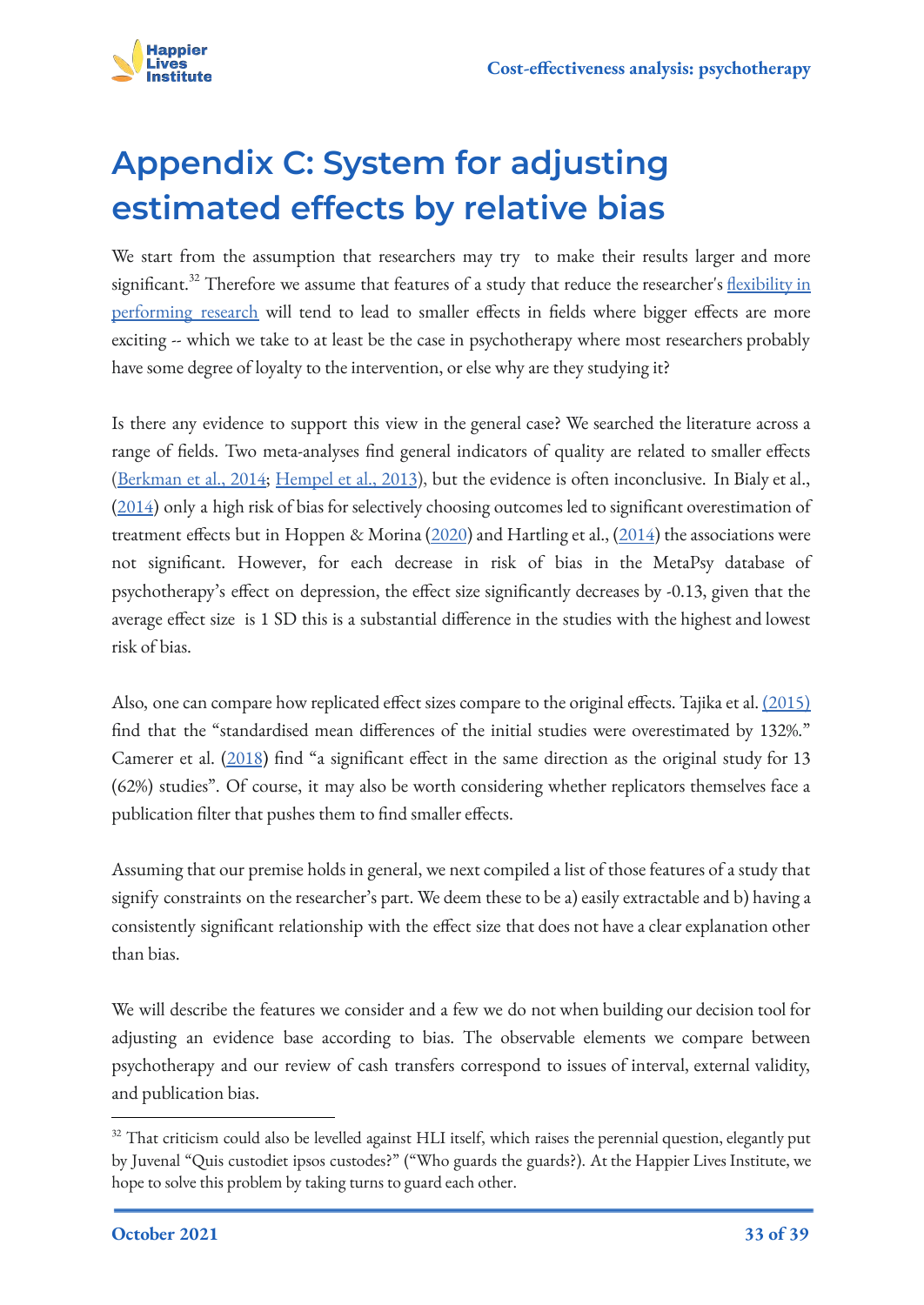# Appendix C: System for adjusting estimated effects by relative bias

We start from the assumption that researchers may try  to make their results larger and more significant.[32] Therefore we assume that features of a study that reduce the researcher's flexibility in performing research will tend to lead to smaller effects in fields where bigger effects are more exciting -- which we take to at least be the case in psychotherapy where most researchers probably have some degree of loyalty to the intervention, or else why are they studying it?

Is there any evidence to support this view in the general case? We searched the literature across a range of fields. Two meta-analyses find general indicators of quality are related to smaller effects (Berkman et al., 2014; Hempel et al., 2013), but the evidence is often inconclusive.  In Bialy et al., (2014) only a high risk of bias for selectively choosing outcomes led to significant overestimation of treatment effects but in Hoppen & Morina (2020) and Hartling et al., (2014) the associations were not significant. However, for each decrease in risk of bias in the MetaPsy database of psychotherapy's effect on depression, the effect size significantly decreases by -0.13, given that the average effect size  is 1 SD this is a substantial difference in the studies with the highest and lowest risk of bias.

Also, one can compare how replicated effect sizes compare to the original effects. Tajika et al. (2015) find that the "standardised mean differences of the initial studies were overestimated by 132%." Camerer et al. (2018) find "a significant effect in the same direction as the original study for 13 (62%) studies". Of course, it may also be worth considering whether replicators themselves face a publication filter that pushes them to find smaller effects.

Assuming that our premise holds in general, we next compiled a list of those features of a study that signify constraints on the researcher's part. We deem these to be a) easily extractable and b) having a consistently significant relationship with the effect size that does not have a clear explanation other than bias.

We will describe the features we consider and a few we do not when building our decision tool for adjusting an evidence base according to bias. The observable elements we compare between psychotherapy and our review of cash transfers correspond to issues of interval, external validity, and publication bias.

---

[32] That criticism could also be levelled against HLI itself, which raises the perennial question, elegantly put by Juvenal "Quis custodiet ipsos custodes?" ("Who guards the guards?). At the Happier Lives Institute, we hope to solve this problem by taking turns to guard each other.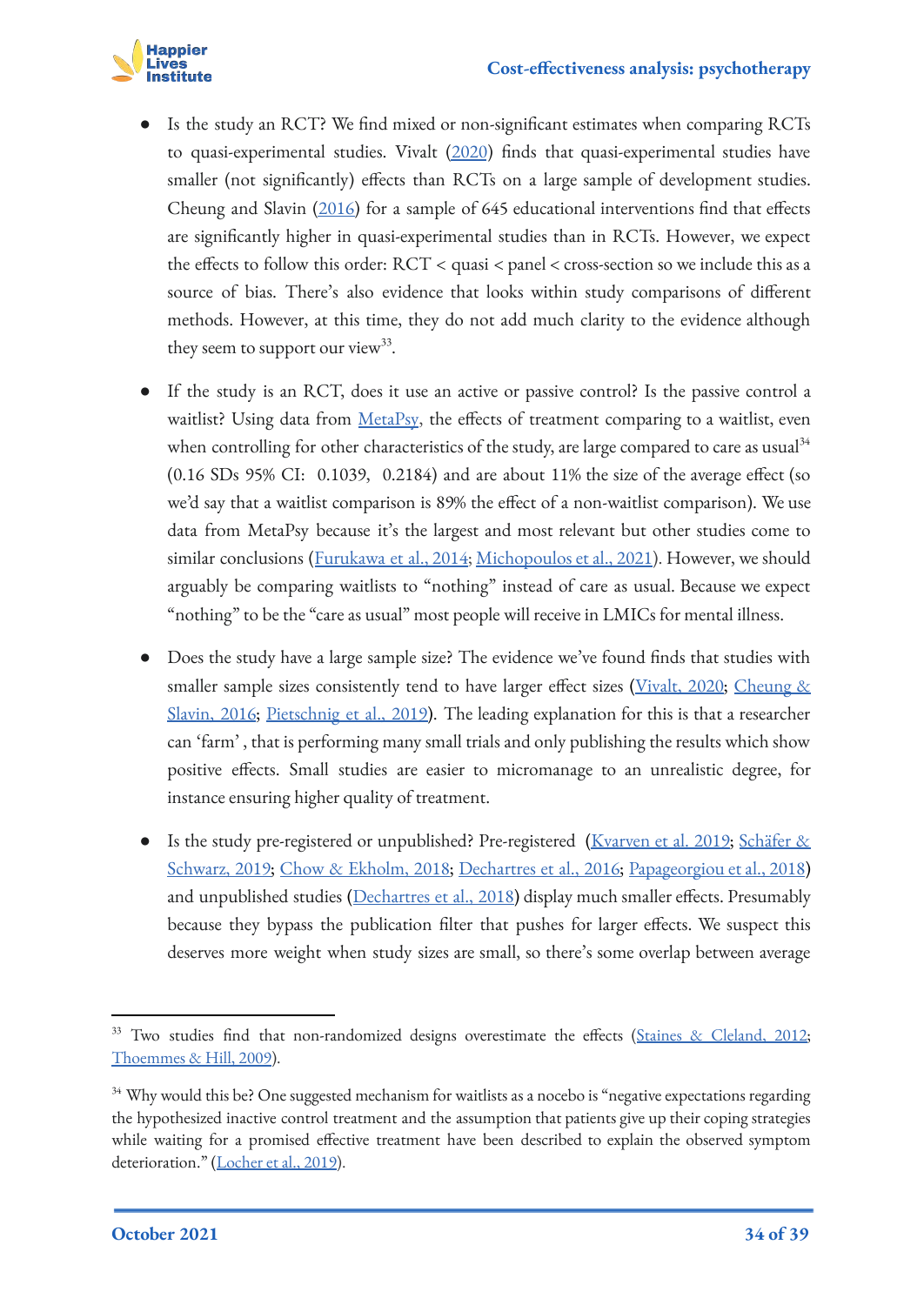- Is the study an RCT? We find mixed or non-significant estimates when comparing RCTs to quasi-experimental studies. Vivalt (2020) finds that quasi-experimental studies have smaller (not significantly) effects than RCTs on a large sample of development studies. Cheung and Slavin (2016) for a sample of 645 educational interventions find that effects are significantly higher in quasi-experimental studies than in RCTs. However, we expect the effects to follow this order: RCT < quasi < panel < cross-section so we include this as a source of bias. There's also evidence that looks within study comparisons of different methods. However, at this time, they do not add much clarity to the evidence although they seem to support our view[33].

- If the study is an RCT, does it use an active or passive control? Is the passive control a waitlist? Using data from MetaPsy, the effects of treatment comparing to a waitlist, even when controlling for other characteristics of the study, are large compared to care as usual[34] (0.16 SDs 95% CI: 0.1039, 0.2184) and are about 11% the size of the average effect (so we'd say that a waitlist comparison is 89% the effect of a non-waitlist comparison). We use data from MetaPsy because it's the largest and most relevant but other studies come to similar conclusions (Furukawa et al., 2014; Michopoulos et al., 2021). However, we should arguably be comparing waitlists to "nothing" instead of care as usual. Because we expect "nothing" to be the "care as usual" most people will receive in LMICs for mental illness.

- Does the study have a large sample size? The evidence we've found finds that studies with smaller sample sizes consistently tend to have larger effect sizes (Vivalt, 2020; Cheung & Slavin, 2016; Pietschnig et al., 2019). The leading explanation for this is that a researcher can 'farm' , that is performing many small trials and only publishing the results which show positive effects. Small studies are easier to micromanage to an unrealistic degree, for instance ensuring higher quality of treatment.

- Is the study pre-registered or unpublished? Pre-registered (Kvarven et al. 2019; Schäfer & Schwarz, 2019; Chow & Ekholm, 2018; Dechartres et al., 2016; Papageorgiou et al., 2018) and unpublished studies (Dechartres et al., 2018) display much smaller effects. Presumably because they bypass the publication filter that pushes for larger effects. We suspect this deserves more weight when study sizes are small, so there's some overlap between average

---

[33] Two studies find that non-randomized designs overestimate the effects (Staines & Cleland, 2012; Thoemmes & Hill, 2009).

[34] Why would this be? One suggested mechanism for waitlists as a nocebo is "negative expectations regarding the hypothesized inactive control treatment and the assumption that patients give up their coping strategies while waiting for a promised effective treatment have been described to explain the observed symptom deterioration." (Locher et al., 2019).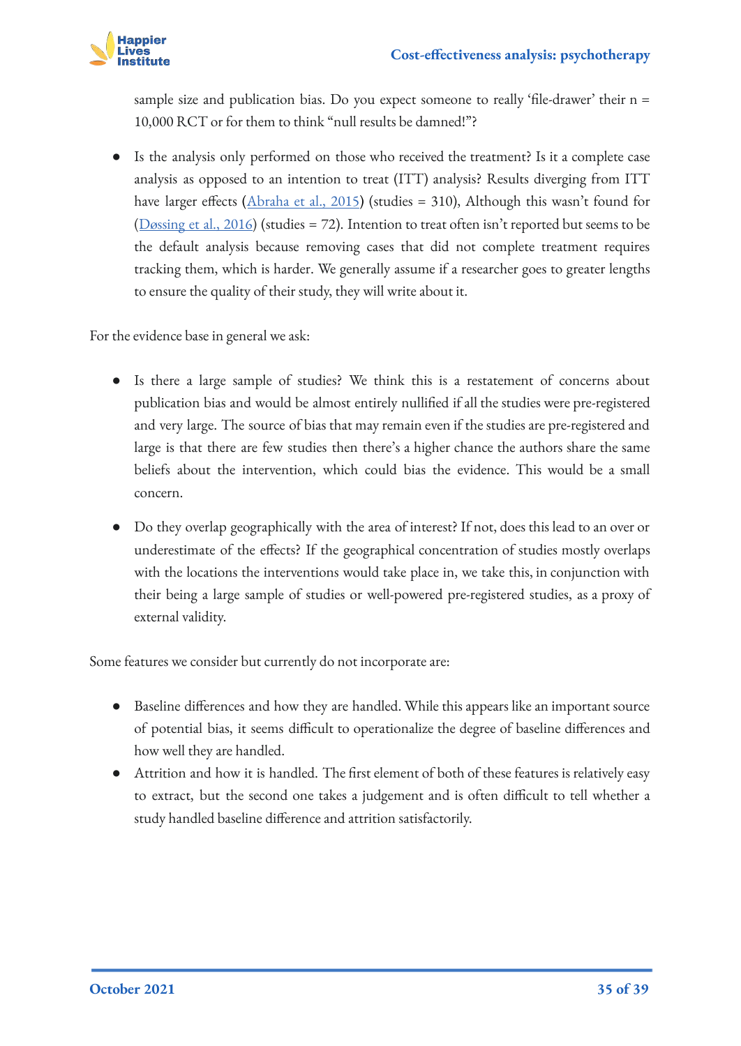sample size and publication bias. Do you expect someone to really 'file-drawer' their n = 10,000 RCT or for them to think "null results be damned!"?

- Is the analysis only performed on those who received the treatment? Is it a complete case analysis as opposed to an intention to treat (ITT) analysis? Results diverging from ITT have larger effects (Abraha et al., 2015) (studies = 310), Although this wasn't found for (Døssing et al., 2016) (studies = 72). Intention to treat often isn't reported but seems to be the default analysis because removing cases that did not complete treatment requires tracking them, which is harder. We generally assume if a researcher goes to greater lengths to ensure the quality of their study, they will write about it.

For the evidence base in general we ask:

- Is there a large sample of studies? We think this is a restatement of concerns about publication bias and would be almost entirely nullified if all the studies were pre-registered and very large. The source of bias that may remain even if the studies are pre-registered and large is that there are few studies then there's a higher chance the authors share the same beliefs about the intervention, which could bias the evidence. This would be a small concern.
- Do they overlap geographically with the area of interest? If not, does this lead to an over or underestimate of the effects? If the geographical concentration of studies mostly overlaps with the locations the interventions would take place in, we take this, in conjunction with their being a large sample of studies or well-powered pre-registered studies, as a proxy of external validity.

Some features we consider but currently do not incorporate are:

- Baseline differences and how they are handled. While this appears like an important source of potential bias, it seems difficult to operationalize the degree of baseline differences and how well they are handled.
- Attrition and how it is handled. The first element of both of these features is relatively easy to extract, but the second one takes a judgement and is often difficult to tell whether a study handled baseline difference and attrition satisfactorily.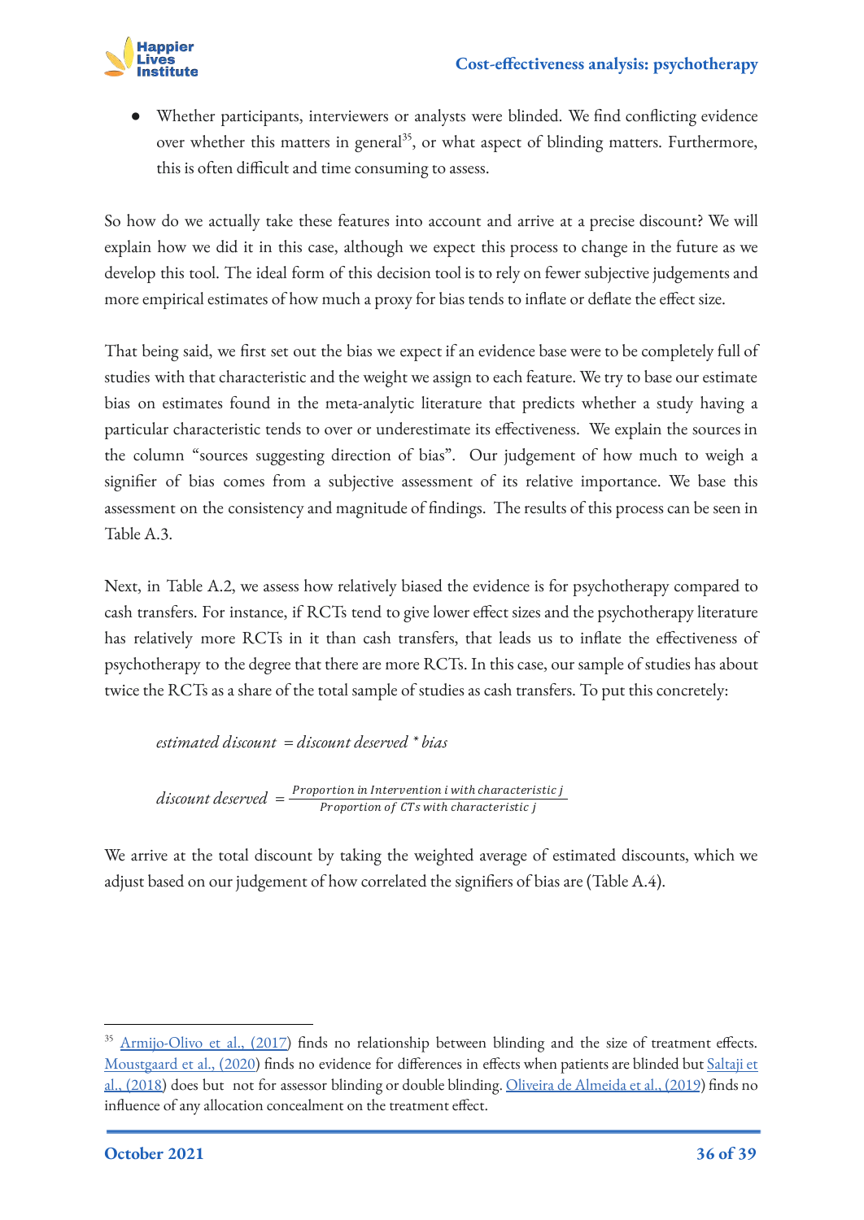- Whether participants, interviewers or analysts were blinded. We find conflicting evidence over whether this matters in general[35], or what aspect of blinding matters. Furthermore, this is often difficult and time consuming to assess.

So how do we actually take these features into account and arrive at a precise discount? We will explain how we did it in this case, although we expect this process to change in the future as we develop this tool. The ideal form of this decision tool is to rely on fewer subjective judgements and more empirical estimates of how much a proxy for bias tends to inflate or deflate the effect size.

That being said, we first set out the bias we expect if an evidence base were to be completely full of studies with that characteristic and the weight we assign to each feature. We try to base our estimate bias on estimates found in the meta-analytic literature that predicts whether a study having a particular characteristic tends to over or underestimate its effectiveness. We explain the sources in the column "sources suggesting direction of bias". Our judgement of how much to weigh a signifier of bias comes from a subjective assessment of its relative importance. We base this assessment on the consistency and magnitude of findings. The results of this process can be seen in Table A.3.

Next, in Table A.2, we assess how relatively biased the evidence is for psychotherapy compared to cash transfers. For instance, if RCTs tend to give lower effect sizes and the psychotherapy literature has relatively more RCTs in it than cash transfers, that leads us to inflate the effectiveness of psychotherapy to the degree that there are more RCTs. In this case, our sample of studies has about twice the RCTs as a share of the total sample of studies as cash transfers. To put this concretely:

$$\textit{estimated discount} = \textit{discount deserved} * \textit{bias}$$

$$\textit{discount deserved} = \frac{\textit{Proportion in Intervention i with characteristic j}}{\textit{Proportion of CTs with characteristic j}}$$

We arrive at the total discount by taking the weighted average of estimated discounts, which we adjust based on our judgement of how correlated the signifiers of bias are (Table A.4).

---

[35] Armijo-Olivo et al., (2017) finds no relationship between blinding and the size of treatment effects. Moustgaard et al., (2020) finds no evidence for differences in effects when patients are blinded but Saltaji et al., (2018) does but not for assessor blinding or double blinding. Oliveira de Almeida et al., (2019) finds no influence of any allocation concealment on the treatment effect.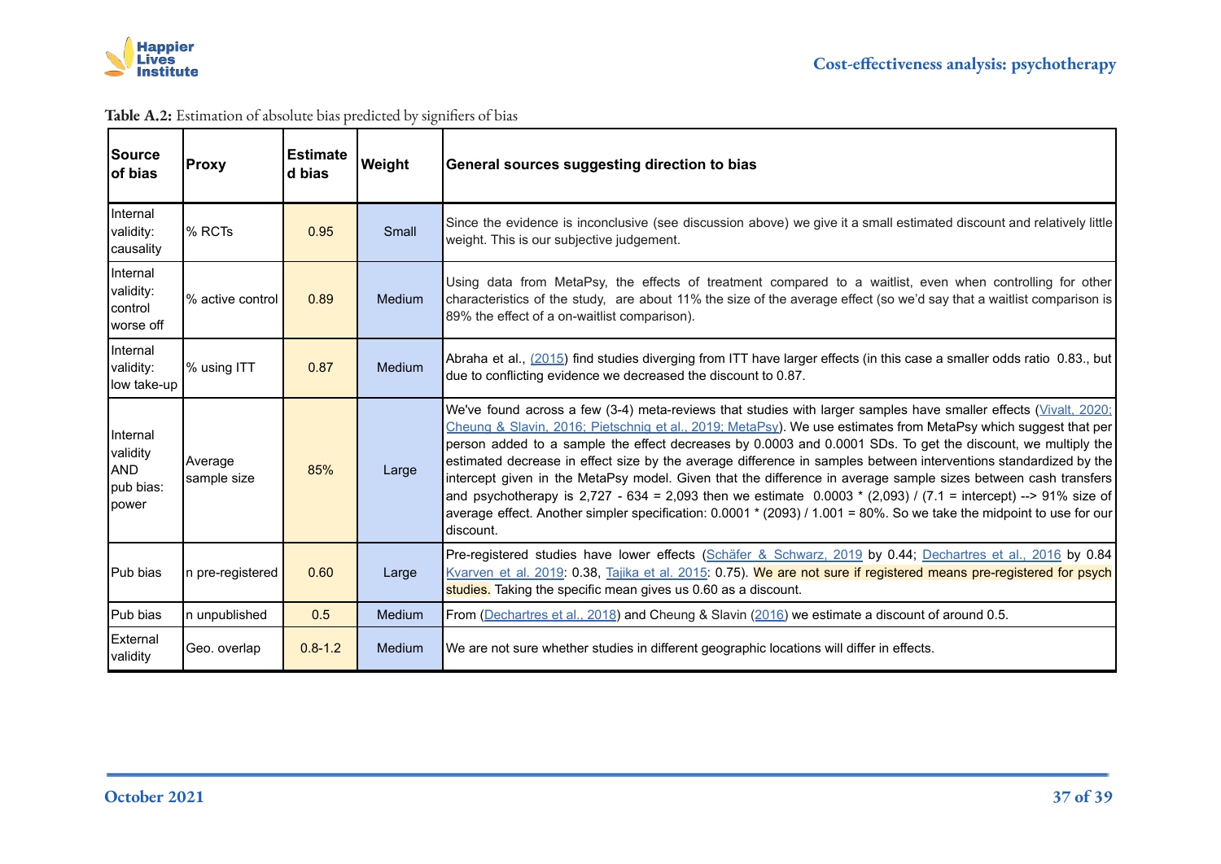**Table A.2:** Estimation of absolute bias predicted by signifiers of bias

| Source of bias | Proxy | Estimate d bias | Weight | General sources suggesting direction to bias |
|---|---|---|---|---|
| Internal validity: causality | % RCTs | 0.95 | Small | Since the evidence is inconclusive (see discussion above) we give it a small estimated discount and relatively little weight. This is our subjective judgement. |
| Internal validity: control worse off | % active control | 0.89 | Medium | Using data from MetaPsy, the effects of treatment compared to a waitlist, even when controlling for other characteristics of the study, are about 11% the size of the average effect (so we'd say that a waitlist comparison is 89% the effect of a on-waitlist comparison). |
| Internal validity: low take-up | % using ITT | 0.87 | Medium | Abraha et al., (2015) find studies diverging from ITT have larger effects (in this case a smaller odds ratio 0.83., but due to conflicting evidence we decreased the discount to 0.87. |
| Internal validity AND pub bias: power | Average sample size | 85% | Large | We've found across a few (3-4) meta-reviews that studies with larger samples have smaller effects (Vivalt, 2020; Cheung & Slavin, 2016; Pietschnig et al., 2019; MetaPsy). We use estimates from MetaPsy which suggest that per person added to a sample the effect decreases by 0.0003 and 0.0001 SDs. To get the discount, we multiply the estimated decrease in effect size by the average difference in samples between interventions standardized by the intercept given in the MetaPsy model. Given that the difference in average sample sizes between cash transfers and psychotherapy is 2,727 - 634 = 2,093 then we estimate 0.0003 * (2,093) / (7.1 = intercept) --> 91% size of average effect. Another simpler specification: 0.0001 * (2093) / 1.001 = 80%. So we take the midpoint to use for our discount. |
| Pub bias | n pre-registered | 0.60 | Large | Pre-registered studies have lower effects (Schäfer & Schwarz, 2019 by 0.44; Dechartres et al., 2016 by 0.84 Kvarven et al. 2019: 0.38, Tajika et al. 2015: 0.75). We are not sure if registered means pre-registered for psych studies. Taking the specific mean gives us 0.60 as a discount. |
| Pub bias | n unpublished | 0.5 | Medium | From (Dechartres et al., 2018) and Cheung & Slavin (2016) we estimate a discount of around 0.5. |
| External validity | Geo. overlap | 0.8-1.2 | Medium | We are not sure whether studies in different geographic locations will differ in effects. |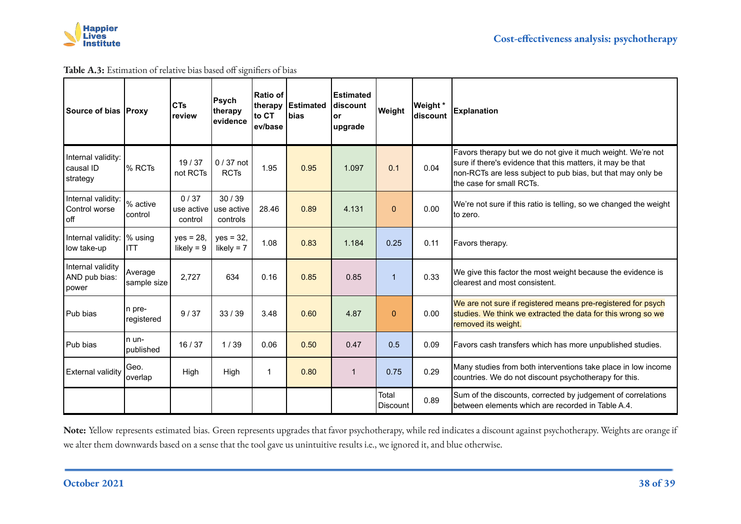**Table A.3:** Estimation of relative bias based off signifiers of bias

| Source of bias | Proxy | CTs review | Psych therapy evidence | Ratio of therapy to CT ev/base | Estimated bias | Estimated discount or upgrade | Weight | Weight * discount | Explanation |
|---|---|---|---|---|---|---|---|---|---|
| Internal validity: causal ID strategy | % RCTs | 19 / 37 not RCTs | 0 / 37 not RCTs | 1.95 | 0.95 | 1.097 | 0.1 | 0.04 | Favors therapy but we do not give it much weight. We're not sure if there's evidence that this matters, it may be that non-RCTs are less subject to pub bias, but that may only be the case for small RCTs. |
| Internal validity: Control worse off | % active control | 0 / 37 use active control | 30 / 39 use active controls | 28.46 | 0.89 | 4.131 | 0 | 0.00 | We're not sure if this ratio is telling, so we changed the weight to zero. |
| Internal validity: low take-up | % using ITT | yes = 28, likely = 9 | yes = 32, likely = 7 | 1.08 | 0.83 | 1.184 | 0.25 | 0.11 | Favors therapy. |
| Internal validity AND pub bias: power | Average sample size | 2,727 | 634 | 0.16 | 0.85 | 0.85 | 1 | 0.33 | We give this factor the most weight because the evidence is clearest and most consistent. |
| Pub bias | n pre-registered | 9 / 37 | 33 / 39 | 3.48 | 0.60 | 4.87 | 0 | 0.00 | We are not sure if registered means pre-registered for psych studies. We think we extracted the data for this wrong so we removed its weight. |
| Pub bias | n un-published | 16 / 37 | 1 / 39 | 0.06 | 0.50 | 0.47 | 0.5 | 0.09 | Favors cash transfers which has more unpublished studies. |
| External validity | Geo. overlap | High | High | 1 | 0.80 | 1 | 0.75 | 0.29 | Many studies from both interventions take place in low income countries. We do not discount psychotherapy for this. |
| | | | | | | | Total Discount | 0.89 | Sum of the discounts, corrected by judgement of correlations between elements which are recorded in Table A.4. |

**Note:** Yellow represents estimated bias. Green represents upgrades that favor psychotherapy, while red indicates a discount against psychotherapy. Weights are orange if we alter them downwards based on a sense that the tool gave us unintuitive results i.e., we ignored it, and blue otherwise.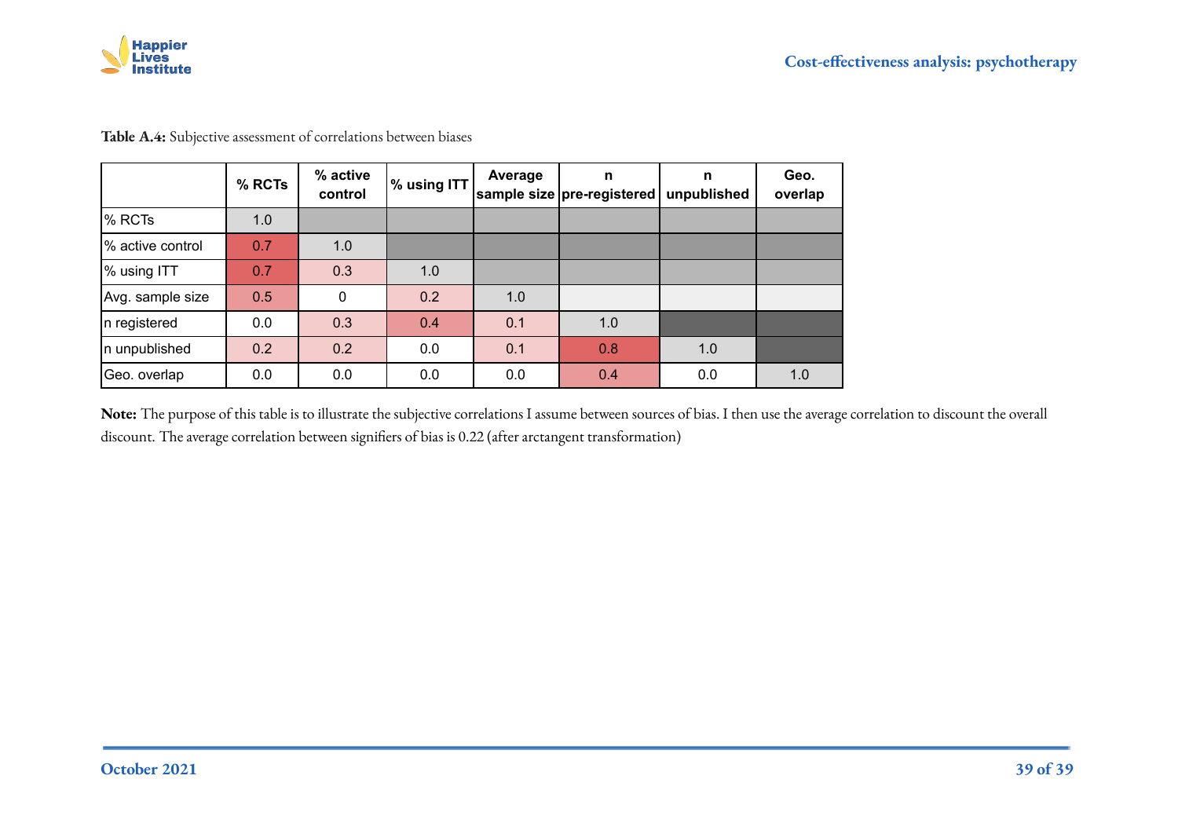**Table A.4:** Subjective assessment of correlations between biases

| | % RCTs | % active control | % using ITT | Average sample size | n pre-registered | n unpublished | Geo. overlap |
|---|---|---|---|---|---|---|---|
| % RCTs | 1.0 | | | | | | |
| % active control | 0.7 | 1.0 | | | | | |
| % using ITT | 0.7 | 0.3 | 1.0 | | | | |
| Avg. sample size | 0.5 | 0 | 0.2 | 1.0 | | | |
| n registered | 0.0 | 0.3 | 0.4 | 0.1 | 1.0 | | |
| n unpublished | 0.2 | 0.2 | 0.0 | 0.1 | 0.8 | 1.0 | |
| Geo. overlap | 0.0 | 0.0 | 0.0 | 0.0 | 0.4 | 0.0 | 1.0 |

**Note:** The purpose of this table is to illustrate the subjective correlations I assume between sources of bias. I then use the average correlation to discount the overall discount. The average correlation between signifiers of bias is 0.22 (after arctangent transformation)